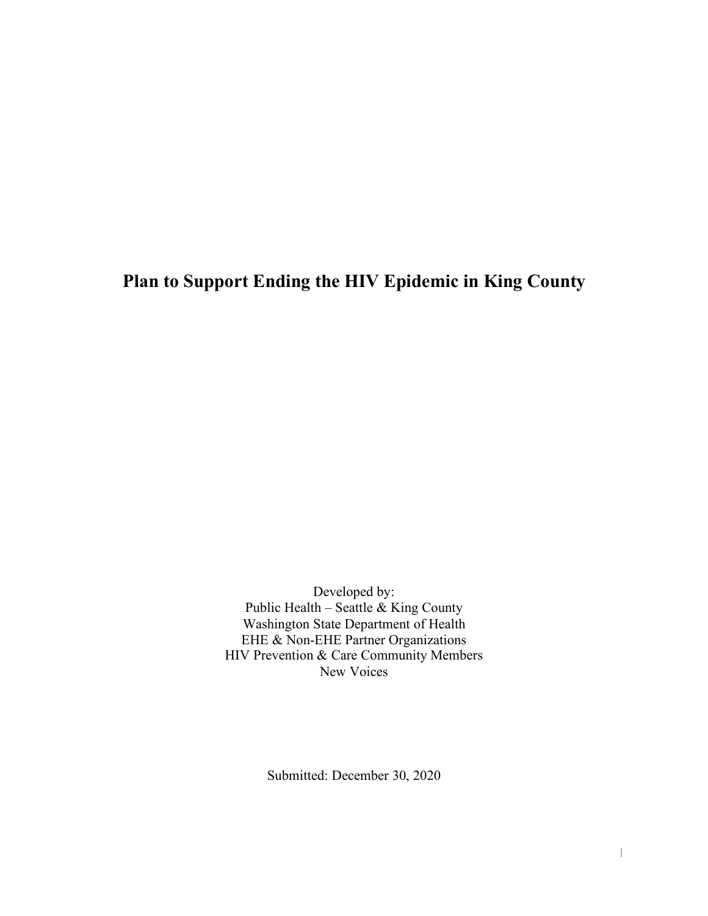# Plan to Support Ending the HIV Epidemic in King County

Developed by:
Public Health – Seattle & King County
Washington State Department of Health
EHE & Non-EHE Partner Organizations
HIV Prevention & Care Community Members
New Voices

Submitted: December 30, 2020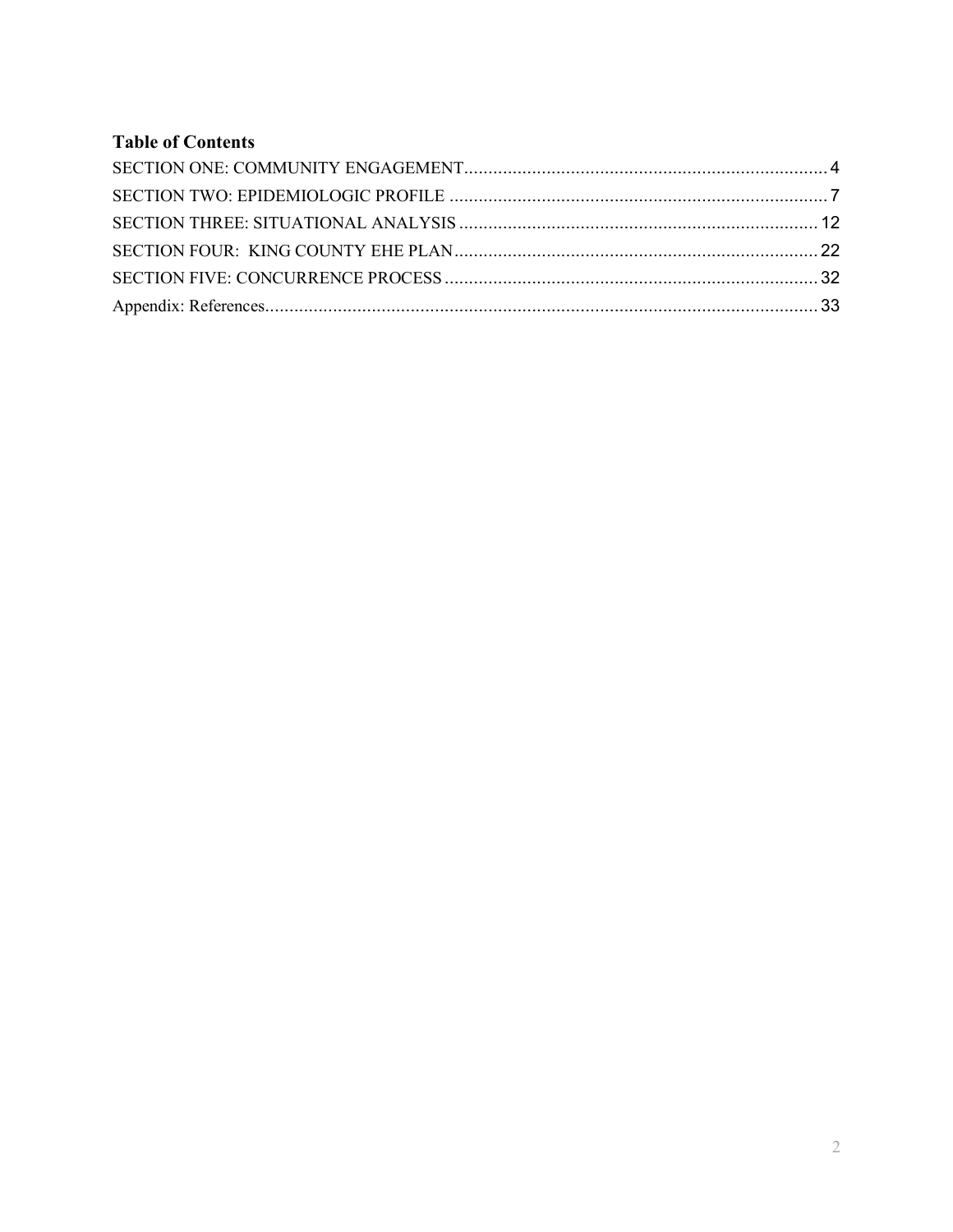## Table of Contents

SECTION ONE: COMMUNITY ENGAGEMENT........................................................................... 4

SECTION TWO: EPIDEMIOLOGIC PROFILE .............................................................................. 7

SECTION THREE: SITUATIONAL ANALYSIS .......................................................................... 12

SECTION FOUR: KING COUNTY EHE PLAN........................................................................... 22

SECTION FIVE: CONCURRENCE PROCESS ............................................................................ 32

Appendix: References.................................................................................................................. 33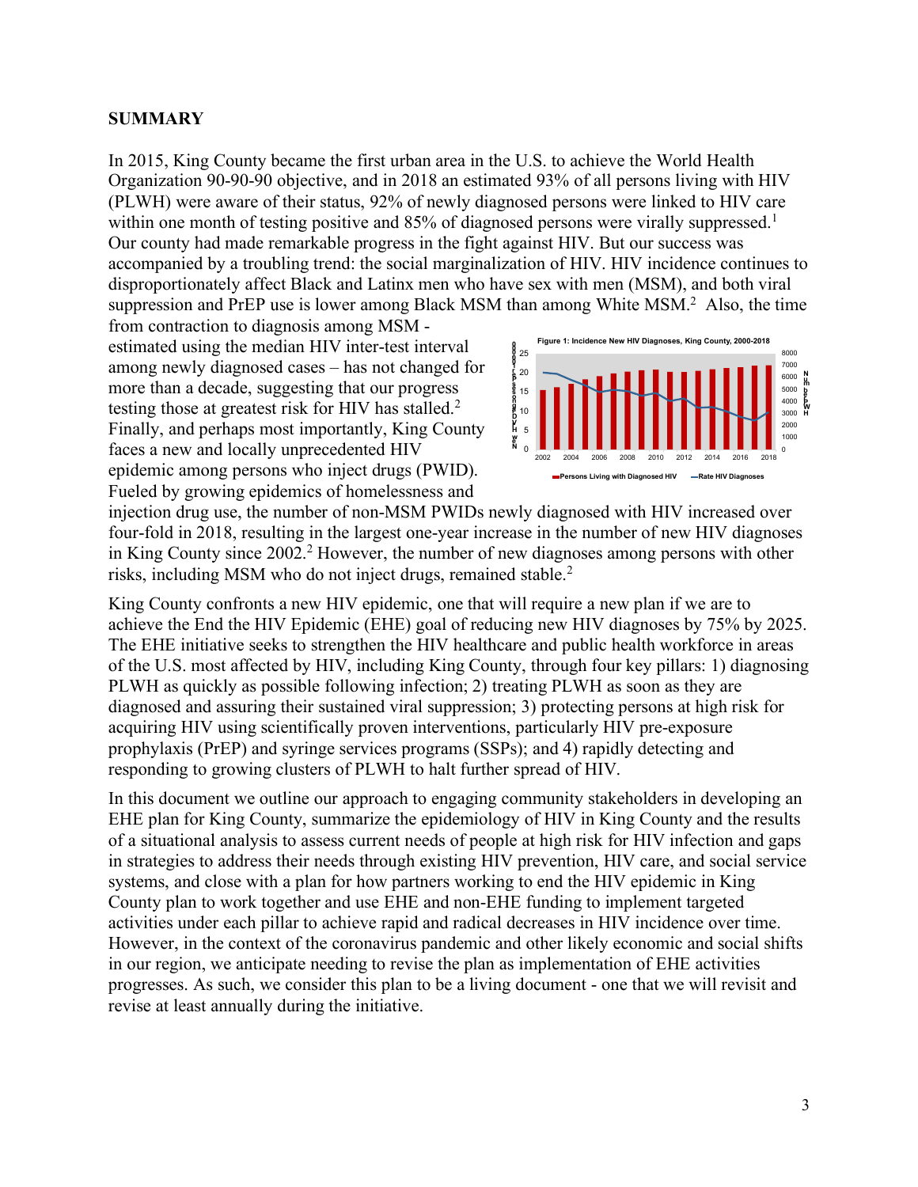## SUMMARY

In 2015, King County became the first urban area in the U.S. to achieve the World Health Organization 90-90-90 objective, and in 2018 an estimated 93% of all persons living with HIV (PLWH) were aware of their status, 92% of newly diagnosed persons were linked to HIV care within one month of testing positive and 85% of diagnosed persons were virally suppressed.[1] Our county had made remarkable progress in the fight against HIV. But our success was accompanied by a troubling trend: the social marginalization of HIV. HIV incidence continues to disproportionately affect Black and Latinx men who have sex with men (MSM), and both viral suppression and PrEP use is lower among Black MSM than among White MSM.[2] Also, the time from contraction to diagnosis among MSM - estimated using the median HIV inter-test interval among newly diagnosed cases – has not changed for more than a decade, suggesting that our progress testing those at greatest risk for HIV has stalled.[2] Finally, and perhaps most importantly, King County faces a new and locally unprecedented HIV epidemic among persons who inject drugs (PWID). Fueled by growing epidemics of homelessness and injection drug use, the number of non-MSM PWIDs newly diagnosed with HIV increased over four-fold in 2018, resulting in the largest one-year increase in the number of new HIV diagnoses in King County since 2002.[2] However, the number of new diagnoses among persons with other risks, including MSM who do not inject drugs, remained stable.[2]

Figure 1: Incidence New HIV Diagnoses, King County, 2000-2018

King County confronts a new HIV epidemic, one that will require a new plan if we are to achieve the End the HIV Epidemic (EHE) goal of reducing new HIV diagnoses by 75% by 2025. The EHE initiative seeks to strengthen the HIV healthcare and public health workforce in areas of the U.S. most affected by HIV, including King County, through four key pillars: 1) diagnosing PLWH as quickly as possible following infection; 2) treating PLWH as soon as they are diagnosed and assuring their sustained viral suppression; 3) protecting persons at high risk for acquiring HIV using scientifically proven interventions, particularly HIV pre-exposure prophylaxis (PrEP) and syringe services programs (SSPs); and 4) rapidly detecting and responding to growing clusters of PLWH to halt further spread of HIV.

In this document we outline our approach to engaging community stakeholders in developing an EHE plan for King County, summarize the epidemiology of HIV in King County and the results of a situational analysis to assess current needs of people at high risk for HIV infection and gaps in strategies to address their needs through existing HIV prevention, HIV care, and social service systems, and close with a plan for how partners working to end the HIV epidemic in King County plan to work together and use EHE and non-EHE funding to implement targeted activities under each pillar to achieve rapid and radical decreases in HIV incidence over time. However, in the context of the coronavirus pandemic and other likely economic and social shifts in our region, we anticipate needing to revise the plan as implementation of EHE activities progresses. As such, we consider this plan to be a living document - one that we will revisit and revise at least annually during the initiative.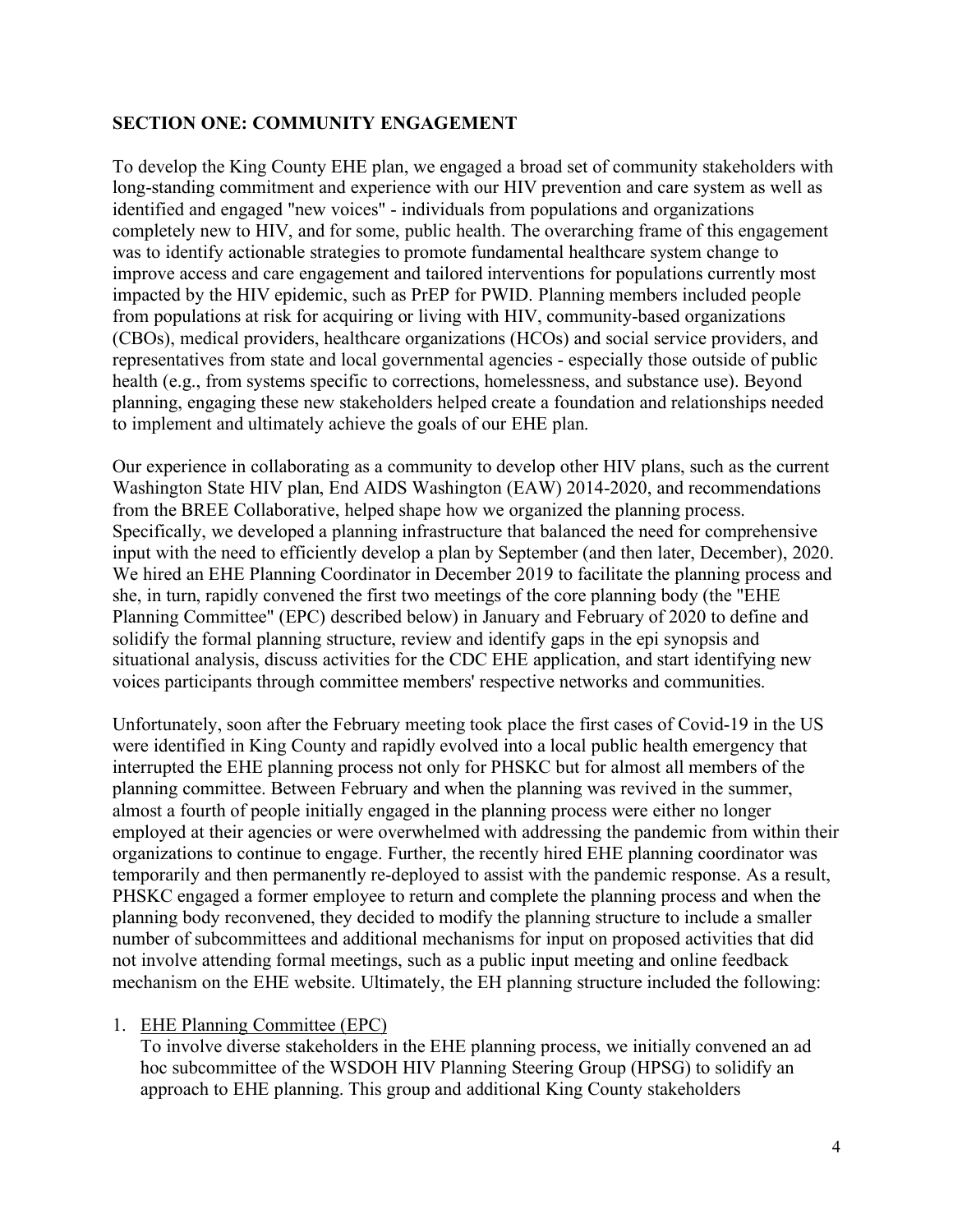## SECTION ONE: COMMUNITY ENGAGEMENT

To develop the King County EHE plan, we engaged a broad set of community stakeholders with long-standing commitment and experience with our HIV prevention and care system as well as identified and engaged "new voices" - individuals from populations and organizations completely new to HIV, and for some, public health. The overarching frame of this engagement was to identify actionable strategies to promote fundamental healthcare system change to improve access and care engagement and tailored interventions for populations currently most impacted by the HIV epidemic, such as PrEP for PWID. Planning members included people from populations at risk for acquiring or living with HIV, community-based organizations (CBOs), medical providers, healthcare organizations (HCOs) and social service providers, and representatives from state and local governmental agencies - especially those outside of public health (e.g., from systems specific to corrections, homelessness, and substance use). Beyond planning, engaging these new stakeholders helped create a foundation and relationships needed to implement and ultimately achieve the goals of our EHE plan.

Our experience in collaborating as a community to develop other HIV plans, such as the current Washington State HIV plan, End AIDS Washington (EAW) 2014-2020, and recommendations from the BREE Collaborative, helped shape how we organized the planning process. Specifically, we developed a planning infrastructure that balanced the need for comprehensive input with the need to efficiently develop a plan by September (and then later, December), 2020. We hired an EHE Planning Coordinator in December 2019 to facilitate the planning process and she, in turn, rapidly convened the first two meetings of the core planning body (the "EHE Planning Committee" (EPC) described below) in January and February of 2020 to define and solidify the formal planning structure, review and identify gaps in the epi synopsis and situational analysis, discuss activities for the CDC EHE application, and start identifying new voices participants through committee members' respective networks and communities.

Unfortunately, soon after the February meeting took place the first cases of Covid-19 in the US were identified in King County and rapidly evolved into a local public health emergency that interrupted the EHE planning process not only for PHSKC but for almost all members of the planning committee. Between February and when the planning was revived in the summer, almost a fourth of people initially engaged in the planning process were either no longer employed at their agencies or were overwhelmed with addressing the pandemic from within their organizations to continue to engage. Further, the recently hired EHE planning coordinator was temporarily and then permanently re-deployed to assist with the pandemic response. As a result, PHSKC engaged a former employee to return and complete the planning process and when the planning body reconvened, they decided to modify the planning structure to include a smaller number of subcommittees and additional mechanisms for input on proposed activities that did not involve attending formal meetings, such as a public input meeting and online feedback mechanism on the EHE website. Ultimately, the EH planning structure included the following:

1. <u>EHE Planning Committee (EPC)</u>
   To involve diverse stakeholders in the EHE planning process, we initially convened an ad hoc subcommittee of the WSDOH HIV Planning Steering Group (HPSG) to solidify an approach to EHE planning. This group and additional King County stakeholders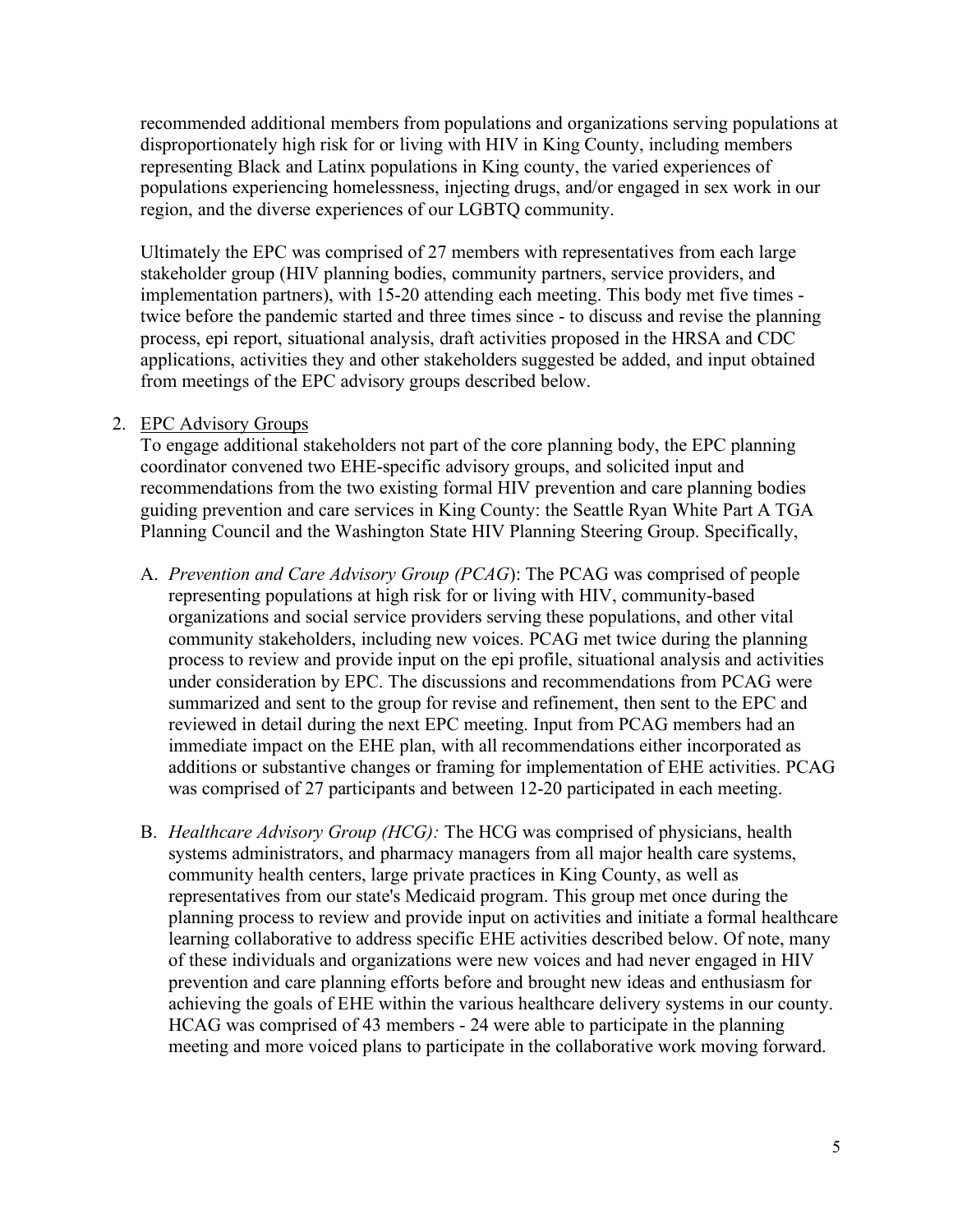recommended additional members from populations and organizations serving populations at disproportionately high risk for or living with HIV in King County, including members representing Black and Latinx populations in King county, the varied experiences of populations experiencing homelessness, injecting drugs, and/or engaged in sex work in our region, and the diverse experiences of our LGBTQ community.

Ultimately the EPC was comprised of 27 members with representatives from each large stakeholder group (HIV planning bodies, community partners, service providers, and implementation partners), with 15-20 attending each meeting. This body met five times - twice before the pandemic started and three times since - to discuss and revise the planning process, epi report, situational analysis, draft activities proposed in the HRSA and CDC applications, activities they and other stakeholders suggested be added, and input obtained from meetings of the EPC advisory groups described below.

2. <u>EPC Advisory Groups</u>

   To engage additional stakeholders not part of the core planning body, the EPC planning coordinator convened two EHE-specific advisory groups, and solicited input and recommendations from the two existing formal HIV prevention and care planning bodies guiding prevention and care services in King County: the Seattle Ryan White Part A TGA Planning Council and the Washington State HIV Planning Steering Group. Specifically,

   A. *Prevention and Care Advisory Group (PCAG)*: The PCAG was comprised of people representing populations at high risk for or living with HIV, community-based organizations and social service providers serving these populations, and other vital community stakeholders, including new voices. PCAG met twice during the planning process to review and provide input on the epi profile, situational analysis and activities under consideration by EPC. The discussions and recommendations from PCAG were summarized and sent to the group for revise and refinement, then sent to the EPC and reviewed in detail during the next EPC meeting. Input from PCAG members had an immediate impact on the EHE plan, with all recommendations either incorporated as additions or substantive changes or framing for implementation of EHE activities. PCAG was comprised of 27 participants and between 12-20 participated in each meeting.

   B. *Healthcare Advisory Group (HCG):* The HCG was comprised of physicians, health systems administrators, and pharmacy managers from all major health care systems, community health centers, large private practices in King County, as well as representatives from our state's Medicaid program. This group met once during the planning process to review and provide input on activities and initiate a formal healthcare learning collaborative to address specific EHE activities described below. Of note, many of these individuals and organizations were new voices and had never engaged in HIV prevention and care planning efforts before and brought new ideas and enthusiasm for achieving the goals of EHE within the various healthcare delivery systems in our county. HCAG was comprised of 43 members - 24 were able to participate in the planning meeting and more voiced plans to participate in the collaborative work moving forward.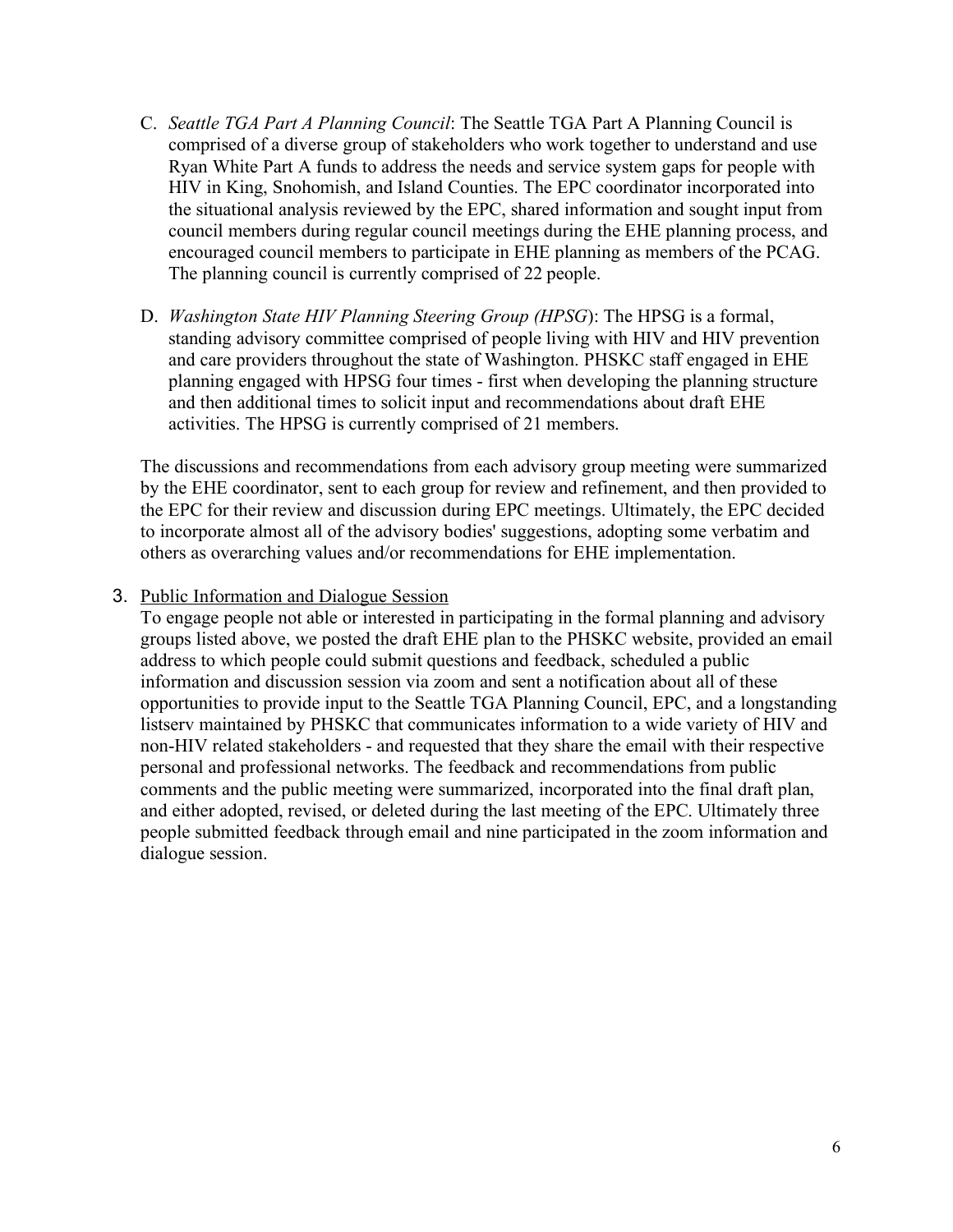C. *Seattle TGA Part A Planning Council*: The Seattle TGA Part A Planning Council is comprised of a diverse group of stakeholders who work together to understand and use Ryan White Part A funds to address the needs and service system gaps for people with HIV in King, Snohomish, and Island Counties. The EPC coordinator incorporated into the situational analysis reviewed by the EPC, shared information and sought input from council members during regular council meetings during the EHE planning process, and encouraged council members to participate in EHE planning as members of the PCAG. The planning council is currently comprised of 22 people.

D. *Washington State HIV Planning Steering Group (HPSG)*: The HPSG is a formal, standing advisory committee comprised of people living with HIV and HIV prevention and care providers throughout the state of Washington. PHSKC staff engaged in EHE planning engaged with HPSG four times - first when developing the planning structure and then additional times to solicit input and recommendations about draft EHE activities. The HPSG is currently comprised of 21 members.

The discussions and recommendations from each advisory group meeting were summarized by the EHE coordinator, sent to each group for review and refinement, and then provided to the EPC for their review and discussion during EPC meetings. Ultimately, the EPC decided to incorporate almost all of the advisory bodies' suggestions, adopting some verbatim and others as overarching values and/or recommendations for EHE implementation.

3. <u>Public Information and Dialogue Session</u>

To engage people not able or interested in participating in the formal planning and advisory groups listed above, we posted the draft EHE plan to the PHSKC website, provided an email address to which people could submit questions and feedback, scheduled a public information and discussion session via zoom and sent a notification about all of these opportunities to provide input to the Seattle TGA Planning Council, EPC, and a longstanding listserv maintained by PHSKC that communicates information to a wide variety of HIV and non-HIV related stakeholders - and requested that they share the email with their respective personal and professional networks. The feedback and recommendations from public comments and the public meeting were summarized, incorporated into the final draft plan, and either adopted, revised, or deleted during the last meeting of the EPC. Ultimately three people submitted feedback through email and nine participated in the zoom information and dialogue session.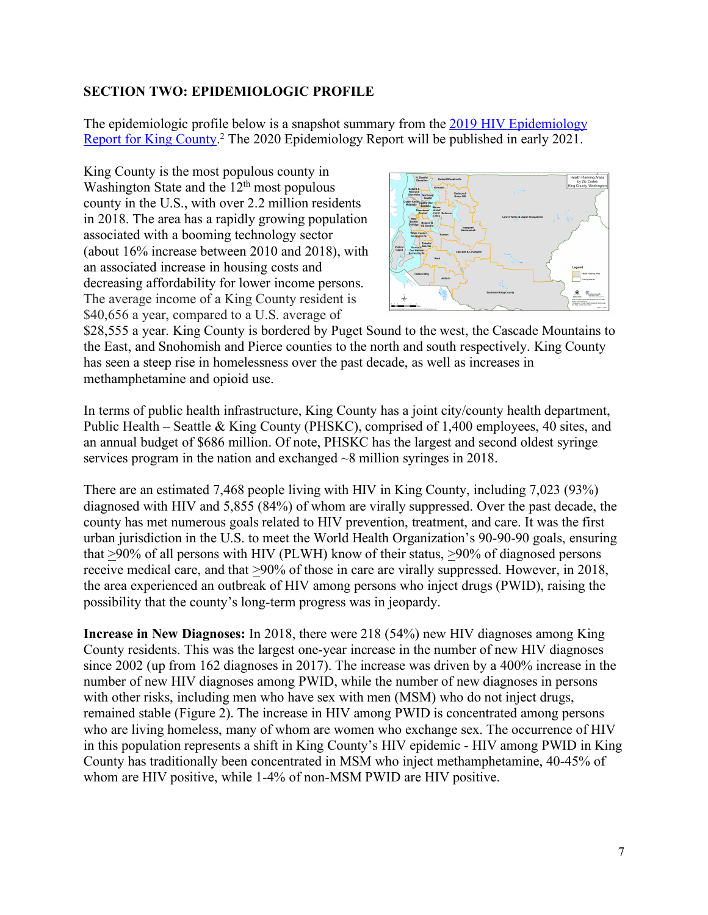## SECTION TWO: EPIDEMIOLOGIC PROFILE

The epidemiologic profile below is a snapshot summary from the [2019 HIV Epidemiology Report for King County](). [2] The 2020 Epidemiology Report will be published in early 2021.

King County is the most populous county in Washington State and the 12th most populous county in the U.S., with over 2.2 million residents in 2018. The area has a rapidly growing population associated with a booming technology sector (about 16% increase between 2010 and 2018), with an associated increase in housing costs and decreasing affordability for lower income persons. The average income of a King County resident is $40,656 a year, compared to a U.S. average of $28,555 a year. King County is bordered by Puget Sound to the west, the Cascade Mountains to the East, and Snohomish and Pierce counties to the north and south respectively. King County has seen a steep rise in homelessness over the past decade, as well as increases in methamphetamine and opioid use.

In terms of public health infrastructure, King County has a joint city/county health department, Public Health – Seattle & King County (PHSKC), comprised of 1,400 employees, 40 sites, and an annual budget of $686 million. Of note, PHSKC has the largest and second oldest syringe services program in the nation and exchanged ~8 million syringes in 2018.

There are an estimated 7,468 people living with HIV in King County, including 7,023 (93%) diagnosed with HIV and 5,855 (84%) of whom are virally suppressed. Over the past decade, the county has met numerous goals related to HIV prevention, treatment, and care. It was the first urban jurisdiction in the U.S. to meet the World Health Organization's 90-90-90 goals, ensuring that ≥90% of all persons with HIV (PLWH) know of their status, ≥90% of diagnosed persons receive medical care, and that ≥90% of those in care are virally suppressed. However, in 2018, the area experienced an outbreak of HIV among persons who inject drugs (PWID), raising the possibility that the county's long-term progress was in jeopardy.

**Increase in New Diagnoses:** In 2018, there were 218 (54%) new HIV diagnoses among King County residents. This was the largest one-year increase in the number of new HIV diagnoses since 2002 (up from 162 diagnoses in 2017). The increase was driven by a 400% increase in the number of new HIV diagnoses among PWID, while the number of new diagnoses in persons with other risks, including men who have sex with men (MSM) who do not inject drugs, remained stable (Figure 2). The increase in HIV among PWID is concentrated among persons who are living homeless, many of whom are women who exchange sex. The occurrence of HIV in this population represents a shift in King County's HIV epidemic - HIV among PWID in King County has traditionally been concentrated in MSM who inject methamphetamine, 40-45% of whom are HIV positive, while 1-4% of non-MSM PWID are HIV positive.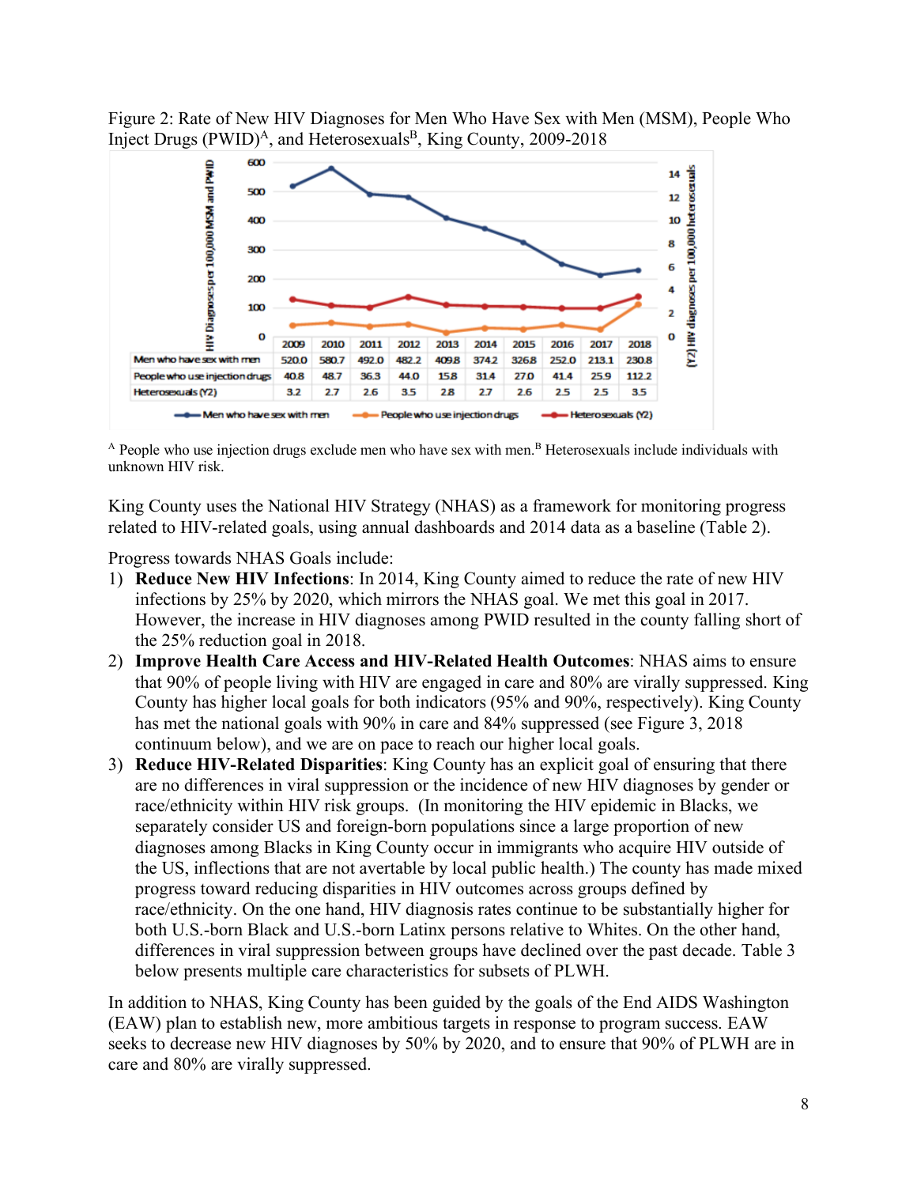Figure 2: Rate of New HIV Diagnoses for Men Who Have Sex with Men (MSM), People Who Inject Drugs (PWID)[A], and Heterosexuals[B], King County, 2009-2018

| | 2009 | 2010 | 2011 | 2012 | 2013 | 2014 | 2015 | 2016 | 2017 | 2018 |
|---|---|---|---|---|---|---|---|---|---|---|
| Men who have sex with men | 520.0 | 580.7 | 492.0 | 482.2 | 409.8 | 374.2 | 326.8 | 252.0 | 213.1 | 230.8 |
| People who use injection drugs | 40.8 | 48.7 | 36.3 | 44.0 | 15.8 | 31.4 | 27.0 | 41.4 | 25.9 | 112.2 |
| Heterosexuals (Y2) | 3.2 | 2.7 | 2.6 | 3.5 | 2.8 | 2.7 | 2.6 | 2.5 | 2.5 | 3.5 |

[A] People who use injection drugs exclude men who have sex with men.[B] Heterosexuals include individuals with unknown HIV risk.

King County uses the National HIV Strategy (NHAS) as a framework for monitoring progress related to HIV-related goals, using annual dashboards and 2014 data as a baseline (Table 2).

Progress towards NHAS Goals include:

1) **Reduce New HIV Infections**: In 2014, King County aimed to reduce the rate of new HIV infections by 25% by 2020, which mirrors the NHAS goal. We met this goal in 2017. However, the increase in HIV diagnoses among PWID resulted in the county falling short of the 25% reduction goal in 2018.
2) **Improve Health Care Access and HIV-Related Health Outcomes**: NHAS aims to ensure that 90% of people living with HIV are engaged in care and 80% are virally suppressed. King County has higher local goals for both indicators (95% and 90%, respectively). King County has met the national goals with 90% in care and 84% suppressed (see Figure 3, 2018 continuum below), and we are on pace to reach our higher local goals.
3) **Reduce HIV-Related Disparities**: King County has an explicit goal of ensuring that there are no differences in viral suppression or the incidence of new HIV diagnoses by gender or race/ethnicity within HIV risk groups. (In monitoring the HIV epidemic in Blacks, we separately consider US and foreign-born populations since a large proportion of new diagnoses among Blacks in King County occur in immigrants who acquire HIV outside of the US, inflections that are not avertable by local public health.) The county has made mixed progress toward reducing disparities in HIV outcomes across groups defined by race/ethnicity. On the one hand, HIV diagnosis rates continue to be substantially higher for both U.S.-born Black and U.S.-born Latinx persons relative to Whites. On the other hand, differences in viral suppression between groups have declined over the past decade. Table 3 below presents multiple care characteristics for subsets of PLWH.

In addition to NHAS, King County has been guided by the goals of the End AIDS Washington (EAW) plan to establish new, more ambitious targets in response to program success. EAW seeks to decrease new HIV diagnoses by 50% by 2020, and to ensure that 90% of PLWH are in care and 80% are virally suppressed.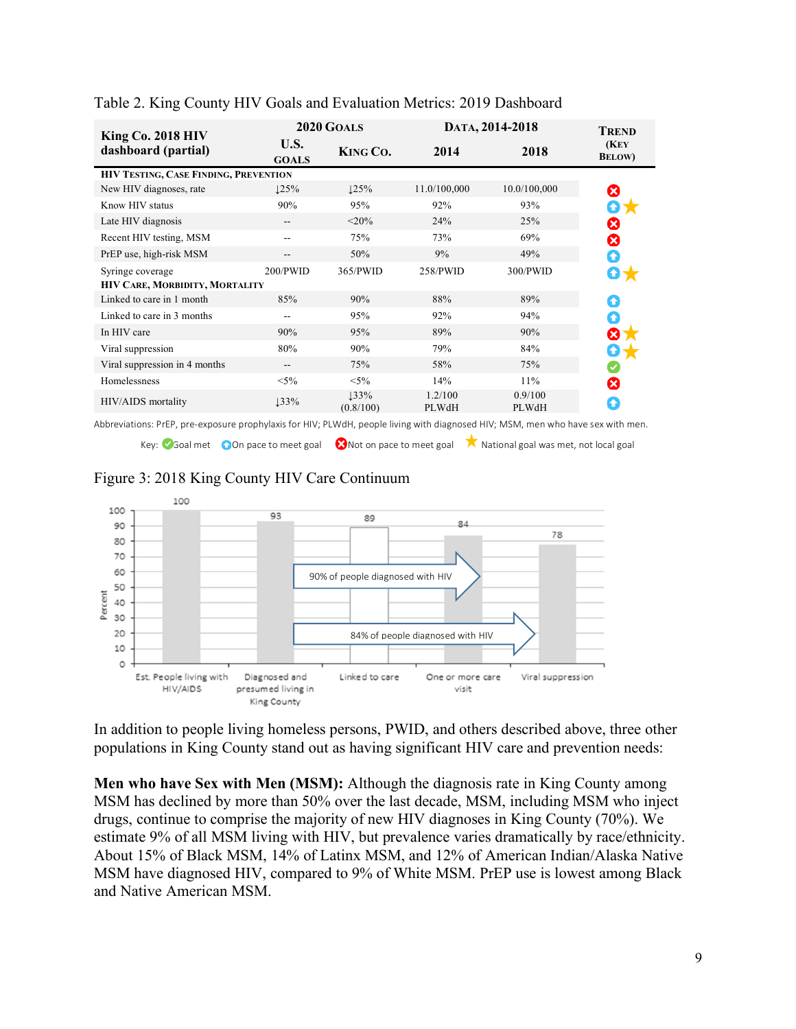Table 2. King County HIV Goals and Evaluation Metrics: 2019 Dashboard

| King Co. 2018 HIV dashboard (partial) | 2020 Goals | | Data, 2014-2018 | | Trend (Key Below) |
|---|---|---|---|---|---|
| | U.S. Goals | King Co. | 2014 | 2018 | |
| **HIV Testing, Case Finding, Prevention** | | | | | |
| New HIV diagnoses, rate | ↓25% | ↓25% | 11.0/100,000 | 10.0/100,000 | Not on pace to meet goal |
| Know HIV status | 90% | 95% | 92% | 93% | On pace to meet goal; National goal was met, not local goal |
| Late HIV diagnosis | -- | <20% | 24% | 25% | Not on pace to meet goal |
| Recent HIV testing, MSM | -- | 75% | 73% | 69% | Not on pace to meet goal |
| PrEP use, high-risk MSM | -- | 50% | 9% | 49% | On pace to meet goal |
| Syringe coverage | 200/PWID | 365/PWID | 258/PWID | 300/PWID | On pace to meet goal; National goal was met, not local goal |
| **HIV Care, Morbidity, Mortality** | | | | | |
| Linked to care in 1 month | 85% | 90% | 88% | 89% | On pace to meet goal |
| Linked to care in 3 months | -- | 95% | 92% | 94% | On pace to meet goal |
| In HIV care | 90% | 95% | 89% | 90% | Not on pace to meet goal; National goal was met, not local goal |
| Viral suppression | 80% | 90% | 79% | 84% | On pace to meet goal; National goal was met, not local goal |
| Viral suppression in 4 months | -- | 75% | 58% | 75% | Goal met |
| Homelessness | <5% | <5% | 14% | 11% | Not on pace to meet goal |
| HIV/AIDS mortality | ↓33% | ↓33% (0.8/100) | 1.2/100 PLWdH | 0.9/100 PLWdH | On pace to meet goal |

Abbreviations: PrEP, pre-exposure prophylaxis for HIV; PLWdH, people living with diagnosed HIV; MSM, men who have sex with men.

Key: Goal met; On pace to meet goal; Not on pace to meet goal; ★ National goal was met, not local goal

Figure 3: 2018 King County HIV Care Continuum

| Stage | Percent |
|---|---|
| Est. People living with HIV/AIDS | 100 |
| Diagnosed and presumed living in King County | 93 |
| Linked to care | 89 |
| One or more care visit | 84 |
| Viral suppression | 78 |

90% of people diagnosed with HIV

84% of people diagnosed with HIV

In addition to people living homeless persons, PWID, and others described above, three other populations in King County stand out as having significant HIV care and prevention needs:

**Men who have Sex with Men (MSM):** Although the diagnosis rate in King County among MSM has declined by more than 50% over the last decade, MSM, including MSM who inject drugs, continue to comprise the majority of new HIV diagnoses in King County (70%). We estimate 9% of all MSM living with HIV, but prevalence varies dramatically by race/ethnicity. About 15% of Black MSM, 14% of Latinx MSM, and 12% of American Indian/Alaska Native MSM have diagnosed HIV, compared to 9% of White MSM. PrEP use is lowest among Black and Native American MSM.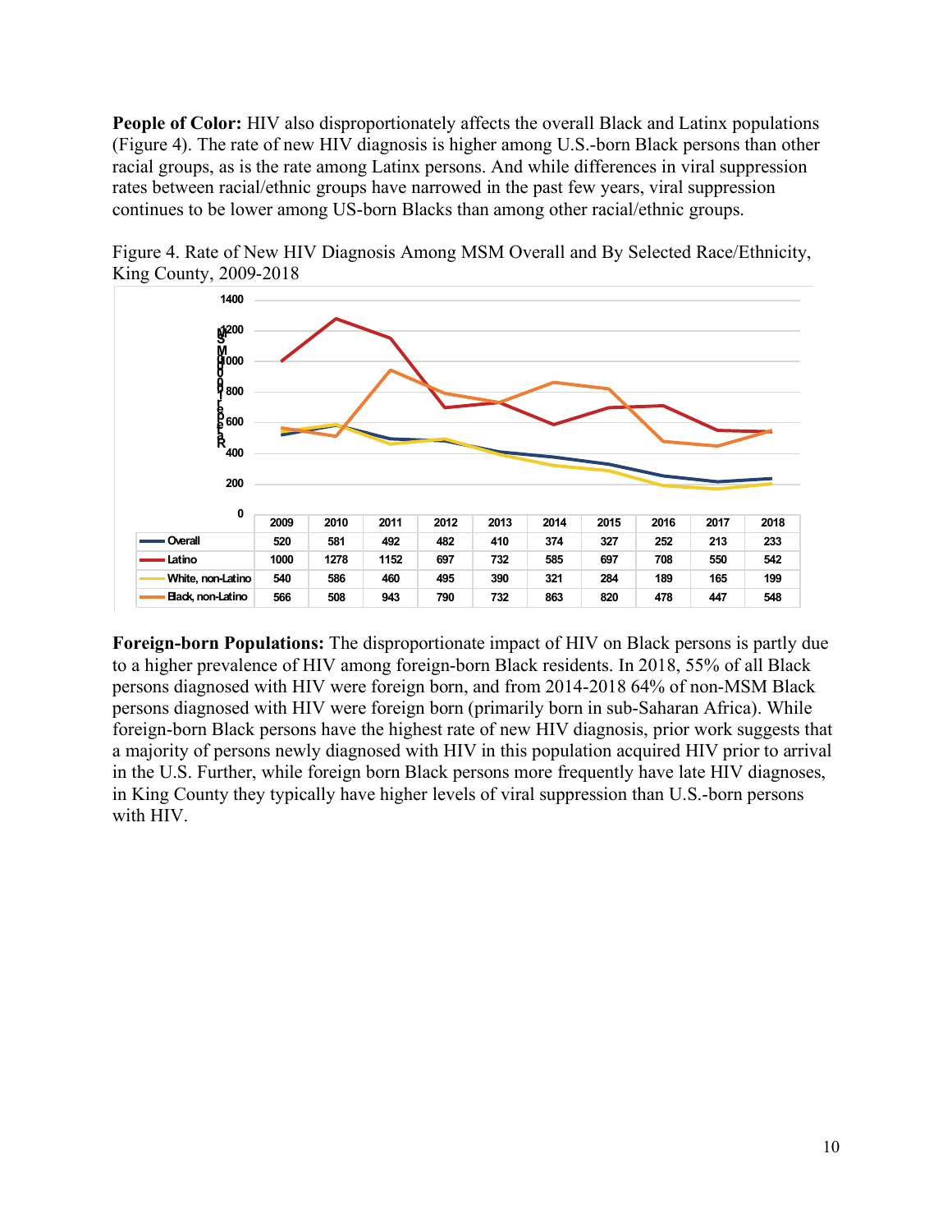**People of Color:** HIV also disproportionately affects the overall Black and Latinx populations (Figure 4). The rate of new HIV diagnosis is higher among U.S.-born Black persons than other racial groups, as is the rate among Latinx persons. And while differences in viral suppression rates between racial/ethnic groups have narrowed in the past few years, viral suppression continues to be lower among US-born Blacks than among other racial/ethnic groups.

Figure 4. Rate of New HIV Diagnosis Among MSM Overall and By Selected Race/Ethnicity, King County, 2009-2018

| | 2009 | 2010 | 2011 | 2012 | 2013 | 2014 | 2015 | 2016 | 2017 | 2018 |
|---|---|---|---|---|---|---|---|---|---|---|
| Overall | 520 | 581 | 492 | 482 | 410 | 374 | 327 | 252 | 213 | 233 |
| Latino | 1000 | 1278 | 1152 | 697 | 732 | 585 | 697 | 708 | 550 | 542 |
| White, non-Latino | 540 | 586 | 460 | 495 | 390 | 321 | 284 | 189 | 165 | 199 |
| Black, non-Latino | 566 | 508 | 943 | 790 | 732 | 863 | 820 | 478 | 447 | 548 |

**Foreign-born Populations:** The disproportionate impact of HIV on Black persons is partly due to a higher prevalence of HIV among foreign-born Black residents. In 2018, 55% of all Black persons diagnosed with HIV were foreign born, and from 2014-2018 64% of non-MSM Black persons diagnosed with HIV were foreign born (primarily born in sub-Saharan Africa). While foreign-born Black persons have the highest rate of new HIV diagnosis, prior work suggests that a majority of persons newly diagnosed with HIV in this population acquired HIV prior to arrival in the U.S. Further, while foreign born Black persons more frequently have late HIV diagnoses, in King County they typically have higher levels of viral suppression than U.S.-born persons with HIV.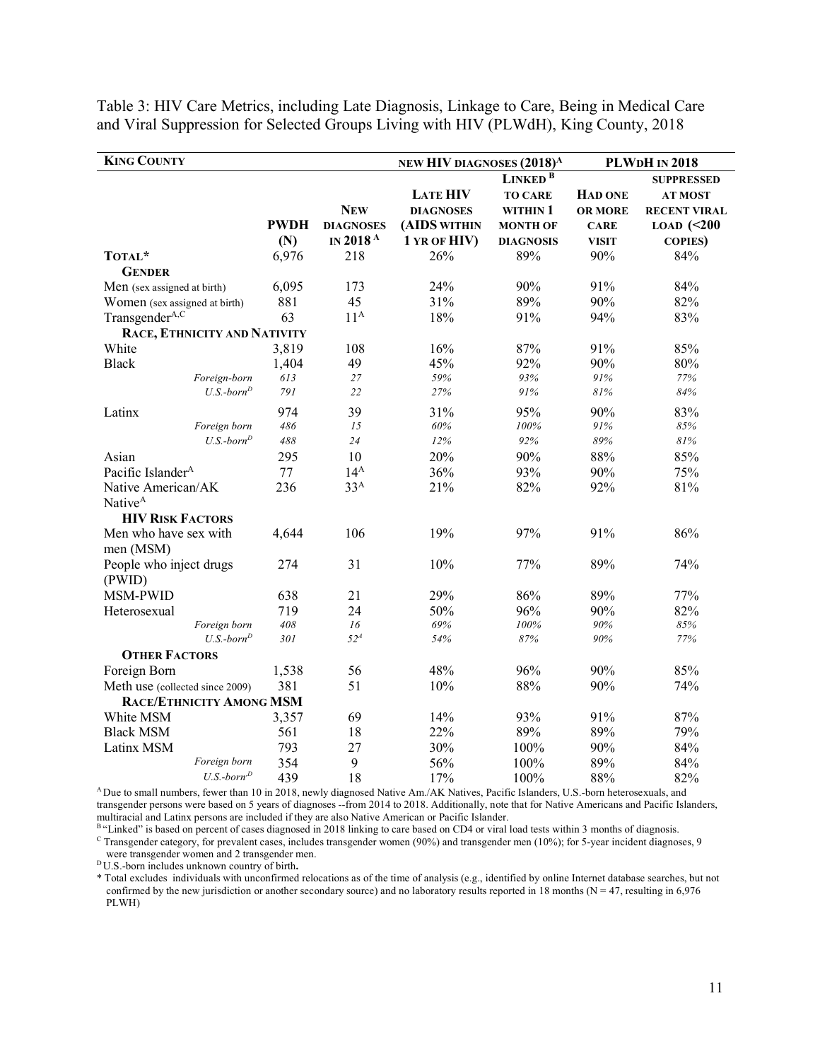Table 3: HIV Care Metrics, including Late Diagnosis, Linkage to Care, Being in Medical Care and Viral Suppression for Selected Groups Living with HIV (PLWdH), King County, 2018

| KING COUNTY | | | NEW HIV DIAGNOSES (2018)[A] | | PLWDH IN 2018 | |
|---|---|---|---|---|---|---|
| | PWDH (N) | NEW DIAGNOSES IN 2018 [A] | LATE HIV DIAGNOSES (AIDS WITHIN 1 YR OF HIV) | LINKED [B] TO CARE WITHIN 1 MONTH OF DIAGNOSIS | HAD ONE OR MORE CARE VISIT | SUPPRESSED AT MOST RECENT VIRAL LOAD (<200 COPIES) |
| **TOTAL*** | 6,976 | 218 | 26% | 89% | 90% | 84% |
| **GENDER** | | | | | | |
| Men (sex assigned at birth) | 6,095 | 173 | 24% | 90% | 91% | 84% |
| Women (sex assigned at birth) | 881 | 45 | 31% | 89% | 90% | 82% |
| Transgender[A,C] | 63 | 11[A] | 18% | 91% | 94% | 83% |
| **RACE, ETHNICITY AND NATIVITY** | | | | | | |
| White | 3,819 | 108 | 16% | 87% | 91% | 85% |
| Black | 1,404 | 49 | 45% | 92% | 90% | 80% |
| *Foreign-born* | *613* | *27* | *59%* | *93%* | *91%* | *77%* |
| *U.S.-born[D]* | *791* | *22* | *27%* | *91%* | *81%* | *84%* |
| Latinx | 974 | 39 | 31% | 95% | 90% | 83% |
| *Foreign born* | *486* | *15* | *60%* | *100%* | *91%* | *85%* |
| *U.S.-born[D]* | *488* | *24* | *12%* | *92%* | *89%* | *81%* |
| Asian | 295 | 10 | 20% | 90% | 88% | 85% |
| Pacific Islander[A] | 77 | 14[A] | 36% | 93% | 90% | 75% |
| Native American/AK Native[A] | 236 | 33[A] | 21% | 82% | 92% | 81% |
| **HIV RISK FACTORS** | | | | | | |
| Men who have sex with men (MSM) | 4,644 | 106 | 19% | 97% | 91% | 86% |
| People who inject drugs (PWID) | 274 | 31 | 10% | 77% | 89% | 74% |
| MSM-PWID | 638 | 21 | 29% | 86% | 89% | 77% |
| Heterosexual | 719 | 24 | 50% | 96% | 90% | 82% |
| *Foreign born* | *408* | *16* | *69%* | *100%* | *90%* | *85%* |
| *U.S.-born[D]* | *301* | *52[A]* | *54%* | *87%* | *90%* | *77%* |
| **OTHER FACTORS** | | | | | | |
| Foreign Born | 1,538 | 56 | 48% | 96% | 90% | 85% |
| Meth use (collected since 2009) | 381 | 51 | 10% | 88% | 90% | 74% |
| **RACE/ETHNICITY AMONG MSM** | | | | | | |
| White MSM | 3,357 | 69 | 14% | 93% | 91% | 87% |
| Black MSM | 561 | 18 | 22% | 89% | 89% | 79% |
| Latinx MSM | 793 | 27 | 30% | 100% | 90% | 84% |
| *Foreign born* | 354 | 9 | 56% | 100% | 89% | 84% |
| *U.S.-born[D]* | 439 | 18 | 17% | 100% | 88% | 82% |

[A] Due to small numbers, fewer than 10 in 2018, newly diagnosed Native Am./AK Natives, Pacific Islanders, U.S.-born heterosexuals, and transgender persons were based on 5 years of diagnoses --from 2014 to 2018. Additionally, note that for Native Americans and Pacific Islanders, multiracial and Latinx persons are included if they are also Native American or Pacific Islander.

[B] "Linked" is based on percent of cases diagnosed in 2018 linking to care based on CD4 or viral load tests within 3 months of diagnosis.

[C] Transgender category, for prevalent cases, includes transgender women (90%) and transgender men (10%); for 5-year incident diagnoses, 9 were transgender women and 2 transgender men.

[D] U.S.-born includes unknown country of birth.

\* Total excludes individuals with unconfirmed relocations as of the time of analysis (e.g., identified by online Internet database searches, but not confirmed by the new jurisdiction or another secondary source) and no laboratory results reported in 18 months (N = 47, resulting in 6,976 PLWH)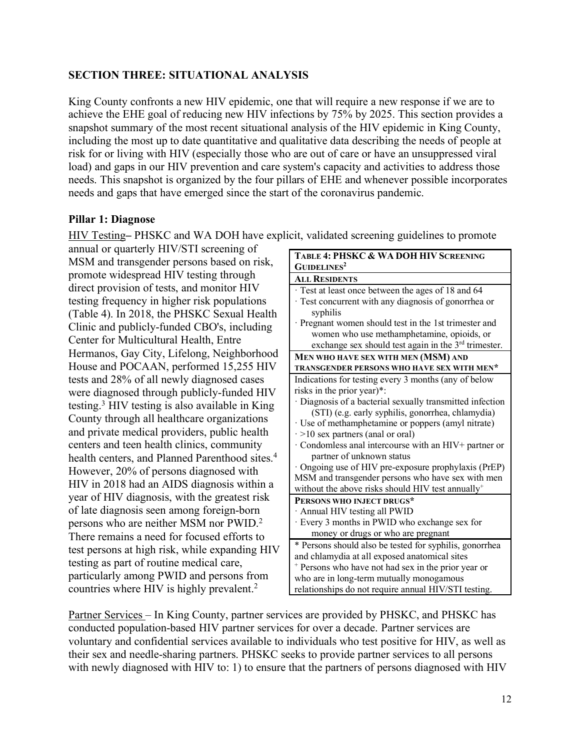## SECTION THREE: SITUATIONAL ANALYSIS

King County confronts a new HIV epidemic, one that will require a new response if we are to achieve the EHE goal of reducing new HIV infections by 75% by 2025. This section provides a snapshot summary of the most recent situational analysis of the HIV epidemic in King County, including the most up to date quantitative and qualitative data describing the needs of people at risk for or living with HIV (especially those who are out of care or have an unsuppressed viral load) and gaps in our HIV prevention and care system's capacity and activities to address those needs. This snapshot is organized by the four pillars of EHE and whenever possible incorporates needs and gaps that have emerged since the start of the coronavirus pandemic.

### Pillar 1: Diagnose

HIV Testing**–** PHSKC and WA DOH have explicit, validated screening guidelines to promote annual or quarterly HIV/STI screening of MSM and transgender persons based on risk, promote widespread HIV testing through direct provision of tests, and monitor HIV testing frequency in higher risk populations (Table 4). In 2018, the PHSKC Sexual Health Clinic and publicly-funded CBO's, including Center for Multicultural Health, Entre Hermanos, Gay City, Lifelong, Neighborhood House and POCAAN, performed 15,255 HIV tests and 28% of all newly diagnosed cases were diagnosed through publicly-funded HIV testing.[3] HIV testing is also available in King County through all healthcare organizations and private medical providers, public health centers and teen health clinics, community health centers, and Planned Parenthood sites.[4] However, 20% of persons diagnosed with HIV in 2018 had an AIDS diagnosis within a year of HIV diagnosis, with the greatest risk of late diagnosis seen among foreign-born persons who are neither MSM nor PWID.[2] There remains a need for focused efforts to test persons at high risk, while expanding HIV testing as part of routine medical care, particularly among PWID and persons from countries where HIV is highly prevalent.[2]

| **TABLE 4: PHSKC & WA DOH HIV SCREENING GUIDELINES[2]** |
|---|
| **ALL RESIDENTS** |
| · Test at least once between the ages of 18 and 64<br>· Test concurrent with any diagnosis of gonorrhea or syphilis<br>· Pregnant women should test in the 1st trimester and women who use methamphetamine, opioids, or exchange sex should test again in the 3rd trimester. |
| **MEN WHO HAVE SEX WITH MEN (MSM) AND TRANSGENDER PERSONS WHO HAVE SEX WITH MEN*** |
| Indications for testing every 3 months (any of below risks in the prior year)*:<br>· Diagnosis of a bacterial sexually transmitted infection (STI) (e.g. early syphilis, gonorrhea, chlamydia)<br>· Use of methamphetamine or poppers (amyl nitrate)<br>· >10 sex partners (anal or oral)<br>· Condomless anal intercourse with an HIV+ partner or partner of unknown status<br>· Ongoing use of HIV pre-exposure prophylaxis (PrEP)<br>MSM and transgender persons who have sex with men without the above risks should HIV test annually[+] |
| **PERSONS WHO INJECT DRUGS*** |
| · Annual HIV testing all PWID<br>· Every 3 months in PWID who exchange sex for money or drugs or who are pregnant |
| * Persons should also be tested for syphilis, gonorrhea and chlamydia at all exposed anatomical sites<br>[+] Persons who have not had sex in the prior year or who are in long-term mutually monogamous relationships do not require annual HIV/STI testing. |

Partner Services – In King County, partner services are provided by PHSKC, and PHSKC has conducted population-based HIV partner services for over a decade. Partner services are voluntary and confidential services available to individuals who test positive for HIV, as well as their sex and needle-sharing partners. PHSKC seeks to provide partner services to all persons with newly diagnosed with HIV to: 1) to ensure that the partners of persons diagnosed with HIV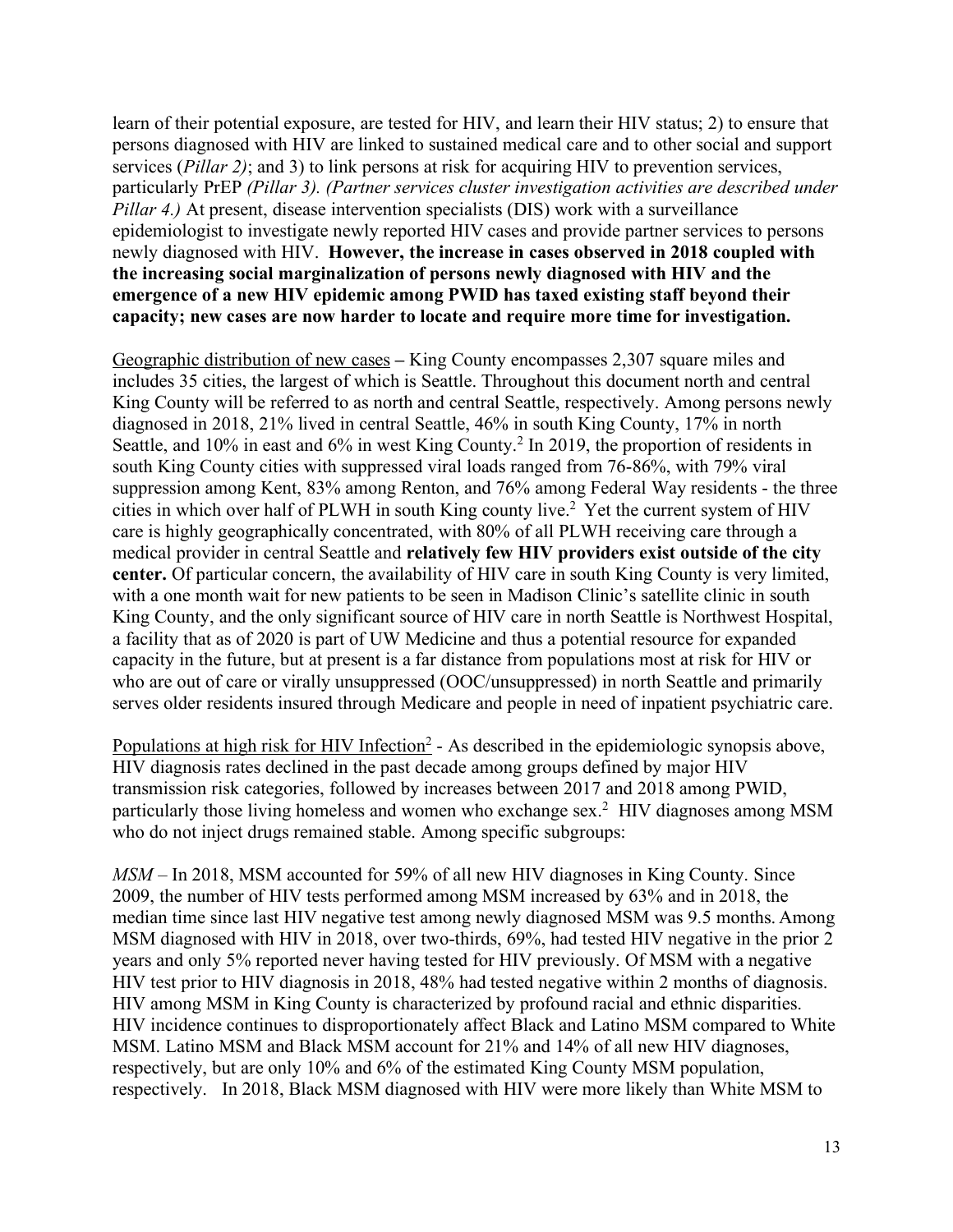learn of their potential exposure, are tested for HIV, and learn their HIV status; 2) to ensure that persons diagnosed with HIV are linked to sustained medical care and to other social and support services (*Pillar 2)*; and 3) to link persons at risk for acquiring HIV to prevention services, particularly PrEP *(Pillar 3). (Partner services cluster investigation activities are described under Pillar 4.)* At present, disease intervention specialists (DIS) work with a surveillance epidemiologist to investigate newly reported HIV cases and provide partner services to persons newly diagnosed with HIV. **However, the increase in cases observed in 2018 coupled with the increasing social marginalization of persons newly diagnosed with HIV and the emergence of a new HIV epidemic among PWID has taxed existing staff beyond their capacity; new cases are now harder to locate and require more time for investigation.**

Geographic distribution of new cases **–** King County encompasses 2,307 square miles and includes 35 cities, the largest of which is Seattle. Throughout this document north and central King County will be referred to as north and central Seattle, respectively. Among persons newly diagnosed in 2018, 21% lived in central Seattle, 46% in south King County, 17% in north Seattle, and 10% in east and 6% in west King County.[2] In 2019, the proportion of residents in south King County cities with suppressed viral loads ranged from 76-86%, with 79% viral suppression among Kent, 83% among Renton, and 76% among Federal Way residents - the three cities in which over half of PLWH in south King county live.[2] Yet the current system of HIV care is highly geographically concentrated, with 80% of all PLWH receiving care through a medical provider in central Seattle and **relatively few HIV providers exist outside of the city center.** Of particular concern, the availability of HIV care in south King County is very limited, with a one month wait for new patients to be seen in Madison Clinic's satellite clinic in south King County, and the only significant source of HIV care in north Seattle is Northwest Hospital, a facility that as of 2020 is part of UW Medicine and thus a potential resource for expanded capacity in the future, but at present is a far distance from populations most at risk for HIV or who are out of care or virally unsuppressed (OOC/unsuppressed) in north Seattle and primarily serves older residents insured through Medicare and people in need of inpatient psychiatric care.

Populations at high risk for HIV Infection[2] - As described in the epidemiologic synopsis above, HIV diagnosis rates declined in the past decade among groups defined by major HIV transmission risk categories, followed by increases between 2017 and 2018 among PWID, particularly those living homeless and women who exchange sex.[2] HIV diagnoses among MSM who do not inject drugs remained stable. Among specific subgroups:

*MSM* – In 2018, MSM accounted for 59% of all new HIV diagnoses in King County. Since 2009, the number of HIV tests performed among MSM increased by 63% and in 2018, the median time since last HIV negative test among newly diagnosed MSM was 9.5 months. Among MSM diagnosed with HIV in 2018, over two-thirds, 69%, had tested HIV negative in the prior 2 years and only 5% reported never having tested for HIV previously. Of MSM with a negative HIV test prior to HIV diagnosis in 2018, 48% had tested negative within 2 months of diagnosis. HIV among MSM in King County is characterized by profound racial and ethnic disparities. HIV incidence continues to disproportionately affect Black and Latino MSM compared to White MSM. Latino MSM and Black MSM account for 21% and 14% of all new HIV diagnoses, respectively, but are only 10% and 6% of the estimated King County MSM population, respectively. In 2018, Black MSM diagnosed with HIV were more likely than White MSM to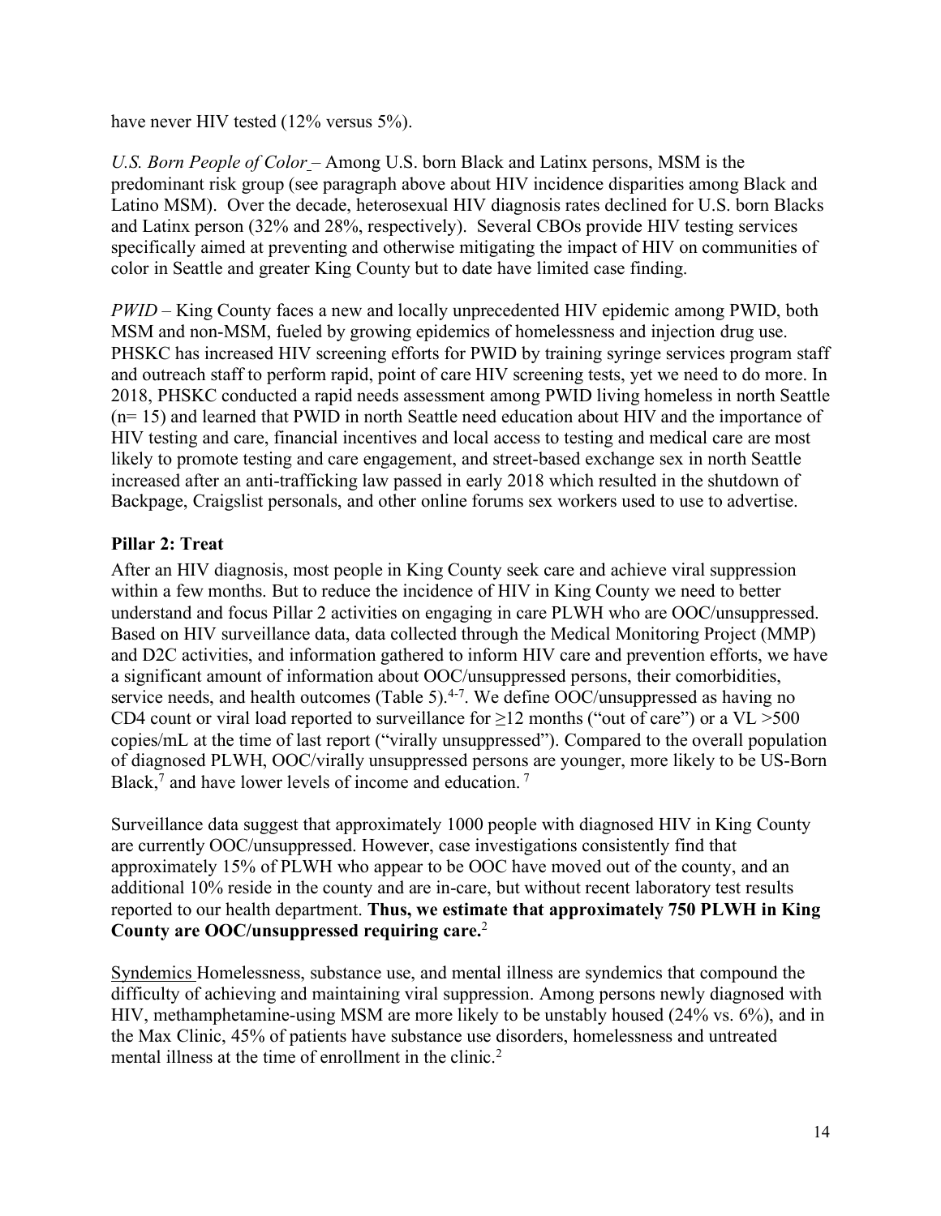have never HIV tested (12% versus 5%).

*U.S. Born People of Color* – Among U.S. born Black and Latinx persons, MSM is the predominant risk group (see paragraph above about HIV incidence disparities among Black and Latino MSM). Over the decade, heterosexual HIV diagnosis rates declined for U.S. born Blacks and Latinx person (32% and 28%, respectively). Several CBOs provide HIV testing services specifically aimed at preventing and otherwise mitigating the impact of HIV on communities of color in Seattle and greater King County but to date have limited case finding.

*PWID* – King County faces a new and locally unprecedented HIV epidemic among PWID, both MSM and non-MSM, fueled by growing epidemics of homelessness and injection drug use. PHSKC has increased HIV screening efforts for PWID by training syringe services program staff and outreach staff to perform rapid, point of care HIV screening tests, yet we need to do more. In 2018, PHSKC conducted a rapid needs assessment among PWID living homeless in north Seattle (n= 15) and learned that PWID in north Seattle need education about HIV and the importance of HIV testing and care, financial incentives and local access to testing and medical care are most likely to promote testing and care engagement, and street-based exchange sex in north Seattle increased after an anti-trafficking law passed in early 2018 which resulted in the shutdown of Backpage, Craigslist personals, and other online forums sex workers used to use to advertise.

**Pillar 2: Treat**

After an HIV diagnosis, most people in King County seek care and achieve viral suppression within a few months. But to reduce the incidence of HIV in King County we need to better understand and focus Pillar 2 activities on engaging in care PLWH who are OOC/unsuppressed. Based on HIV surveillance data, data collected through the Medical Monitoring Project (MMP) and D2C activities, and information gathered to inform HIV care and prevention efforts, we have a significant amount of information about OOC/unsuppressed persons, their comorbidities, service needs, and health outcomes (Table 5).[4-7]. We define OOC/unsuppressed as having no CD4 count or viral load reported to surveillance for ≥12 months ("out of care") or a VL >500 copies/mL at the time of last report ("virally unsuppressed"). Compared to the overall population of diagnosed PLWH, OOC/virally unsuppressed persons are younger, more likely to be US-Born Black,[7] and have lower levels of income and education. [7]

Surveillance data suggest that approximately 1000 people with diagnosed HIV in King County are currently OOC/unsuppressed. However, case investigations consistently find that approximately 15% of PLWH who appear to be OOC have moved out of the county, and an additional 10% reside in the county and are in-care, but without recent laboratory test results reported to our health department. **Thus, we estimate that approximately 750 PLWH in King County are OOC/unsuppressed requiring care.**[2]

Syndemics Homelessness, substance use, and mental illness are syndemics that compound the difficulty of achieving and maintaining viral suppression. Among persons newly diagnosed with HIV, methamphetamine-using MSM are more likely to be unstably housed (24% vs. 6%), and in the Max Clinic, 45% of patients have substance use disorders, homelessness and untreated mental illness at the time of enrollment in the clinic.[2]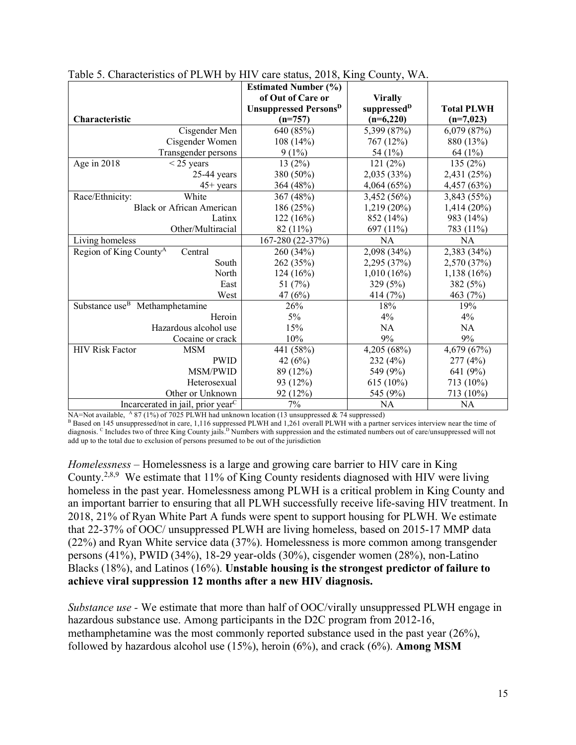Table 5. Characteristics of PLWH by HIV care status, 2018, King County, WA.

| Characteristic | | Estimated Number (%) of Out of Care or Unsuppressed Persons[D] (n=757) | Virally suppressed[D] (n=6,220) | Total PLWH (n=7,023) |
|---|---|---|---|---|
| | Cisgender Men | 640 (85%) | 5,399 (87%) | 6,079 (87%) |
| | Cisgender Women | 108 (14%) | 767 (12%) | 880 (13%) |
| | Transgender persons | 9 (1%) | 54 (1%) | 64 (1%) |
| Age in 2018 | < 25 years | 13 (2%) | 121 (2%) | 135 (2%) |
| | 25-44 years | 380 (50%) | 2,035 (33%) | 2,431 (25%) |
| | 45+ years | 364 (48%) | 4,064 (65%) | 4,457 (63%) |
| Race/Ethnicity: | White | 367 (48%) | 3,452 (56%) | 3,843 (55%) |
| | Black or African American | 186 (25%) | 1,219 (20%) | 1,414 (20%) |
| | Latinx | 122 (16%) | 852 (14%) | 983 (14%) |
| | Other/Multiracial | 82 (11%) | 697 (11%) | 783 (11%) |
| Living homeless | | 167-280 (22-37%) | NA | NA |
| Region of King County[A] | Central | 260 (34%) | 2,098 (34%) | 2,383 (34%) |
| | South | 262 (35%) | 2,295 (37%) | 2,570 (37%) |
| | North | 124 (16%) | 1,010 (16%) | 1,138 (16%) |
| | East | 51 (7%) | 329 (5%) | 382 (5%) |
| | West | 47 (6%) | 414 (7%) | 463 (7%) |
| Substance use[B] | Methamphetamine | 26% | 18% | 19% |
| | Heroin | 5% | 4% | 4% |
| | Hazardous alcohol use | 15% | NA | NA |
| | Cocaine or crack | 10% | 9% | 9% |
| HIV Risk Factor | MSM | 441 (58%) | 4,205 (68%) | 4,679 (67%) |
| | PWID | 42 (6%) | 232 (4%) | 277 (4%) |
| | MSM/PWID | 89 (12%) | 549 (9%) | 641 (9%) |
| | Heterosexual | 93 (12%) | 615 (10%) | 713 (10%) |
| | Other or Unknown | 92 (12%) | 545 (9%) | 713 (10%) |
| Incarcerated in jail, prior year[C] | | 7% | NA | NA |

NA=Not available, [A] 87 (1%) of 7025 PLWH had unknown location (13 unsuppressed & 74 suppressed)
[B] Based on 145 unsuppressed/not in care, 1,116 suppressed PLWH and 1,261 overall PLWH with a partner services interview near the time of diagnosis. [C] Includes two of three King County jails. [D] Numbers with suppression and the estimated numbers out of care/unsuppressed will not add up to the total due to exclusion of persons presumed to be out of the jurisdiction

*Homelessness* – Homelessness is a large and growing care barrier to HIV care in King County.[2,8,9] We estimate that 11% of King County residents diagnosed with HIV were living homeless in the past year. Homelessness among PLWH is a critical problem in King County and an important barrier to ensuring that all PLWH successfully receive life-saving HIV treatment. In 2018, 21% of Ryan White Part A funds were spent to support housing for PLWH. We estimate that 22-37% of OOC/ unsuppressed PLWH are living homeless, based on 2015-17 MMP data (22%) and Ryan White service data (37%). Homelessness is more common among transgender persons (41%), PWID (34%), 18-29 year-olds (30%), cisgender women (28%), non-Latino Blacks (18%), and Latinos (16%). **Unstable housing is the strongest predictor of failure to achieve viral suppression 12 months after a new HIV diagnosis.**

*Substance use* - We estimate that more than half of OOC/virally unsuppressed PLWH engage in hazardous substance use. Among participants in the D2C program from 2012-16, methamphetamine was the most commonly reported substance used in the past year (26%), followed by hazardous alcohol use (15%), heroin (6%), and crack (6%). **Among MSM**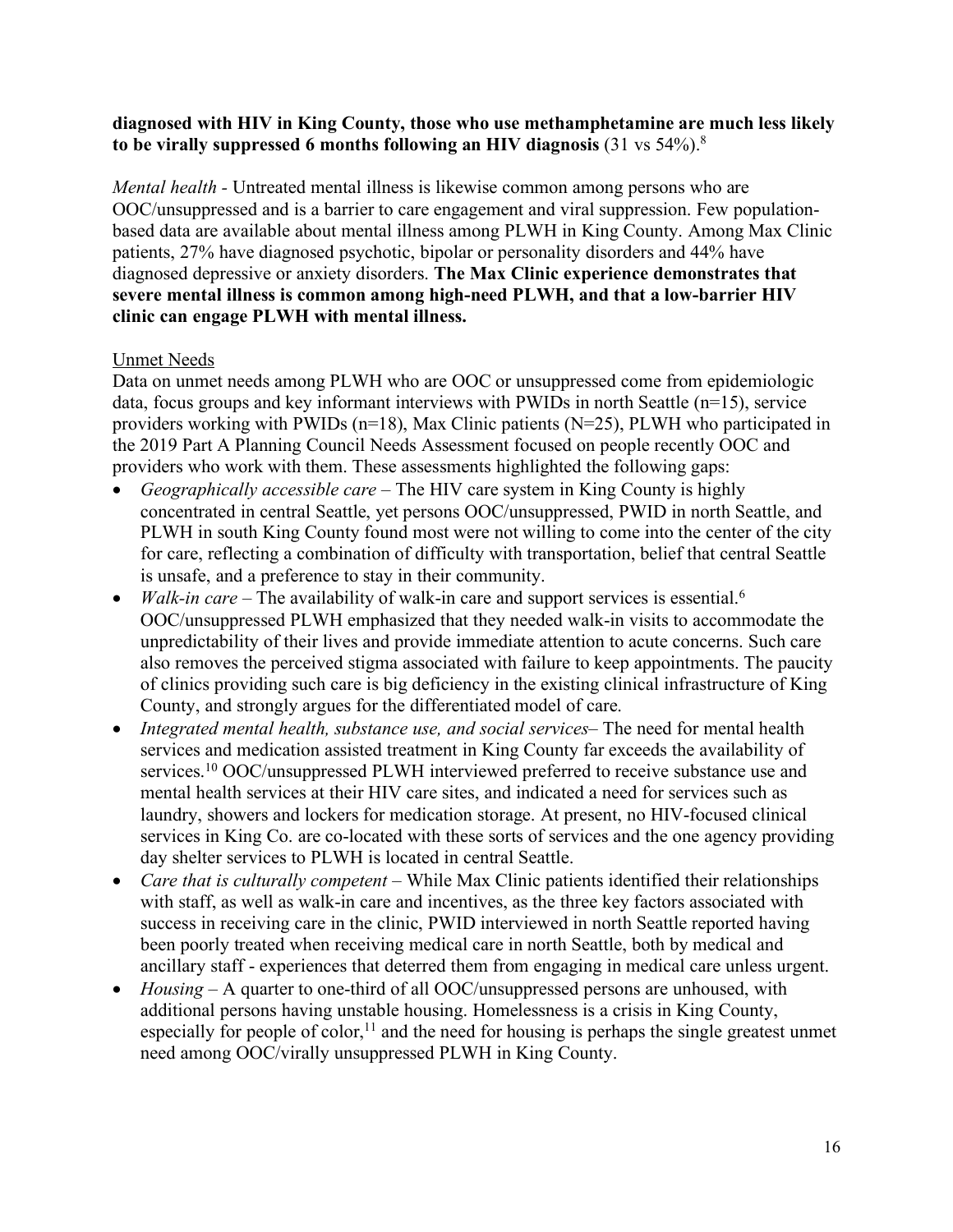**diagnosed with HIV in King County, those who use methamphetamine are much less likely to be virally suppressed 6 months following an HIV diagnosis** (31 vs 54%).[8]

*Mental health* - Untreated mental illness is likewise common among persons who are OOC/unsuppressed and is a barrier to care engagement and viral suppression. Few population-based data are available about mental illness among PLWH in King County. Among Max Clinic patients, 27% have diagnosed psychotic, bipolar or personality disorders and 44% have diagnosed depressive or anxiety disorders. **The Max Clinic experience demonstrates that severe mental illness is common among high-need PLWH, and that a low-barrier HIV clinic can engage PLWH with mental illness.**

<u>Unmet Needs</u>

Data on unmet needs among PLWH who are OOC or unsuppressed come from epidemiologic data, focus groups and key informant interviews with PWIDs in north Seattle (n=15), service providers working with PWIDs (n=18), Max Clinic patients (N=25), PLWH who participated in the 2019 Part A Planning Council Needs Assessment focused on people recently OOC and providers who work with them. These assessments highlighted the following gaps:

- *Geographically accessible care* – The HIV care system in King County is highly concentrated in central Seattle, yet persons OOC/unsuppressed, PWID in north Seattle, and PLWH in south King County found most were not willing to come into the center of the city for care, reflecting a combination of difficulty with transportation, belief that central Seattle is unsafe, and a preference to stay in their community.
- *Walk-in care* – The availability of walk-in care and support services is essential.[6] OOC/unsuppressed PLWH emphasized that they needed walk-in visits to accommodate the unpredictability of their lives and provide immediate attention to acute concerns. Such care also removes the perceived stigma associated with failure to keep appointments. The paucity of clinics providing such care is big deficiency in the existing clinical infrastructure of King County, and strongly argues for the differentiated model of care.
- *Integrated mental health, substance use, and social services*– The need for mental health services and medication assisted treatment in King County far exceeds the availability of services.[10] OOC/unsuppressed PLWH interviewed preferred to receive substance use and mental health services at their HIV care sites, and indicated a need for services such as laundry, showers and lockers for medication storage. At present, no HIV-focused clinical services in King Co. are co-located with these sorts of services and the one agency providing day shelter services to PLWH is located in central Seattle.
- *Care that is culturally competent* – While Max Clinic patients identified their relationships with staff, as well as walk-in care and incentives, as the three key factors associated with success in receiving care in the clinic, PWID interviewed in north Seattle reported having been poorly treated when receiving medical care in north Seattle, both by medical and ancillary staff - experiences that deterred them from engaging in medical care unless urgent.
- *Housing* – A quarter to one-third of all OOC/unsuppressed persons are unhoused, with additional persons having unstable housing. Homelessness is a crisis in King County, especially for people of color,[11] and the need for housing is perhaps the single greatest unmet need among OOC/virally unsuppressed PLWH in King County.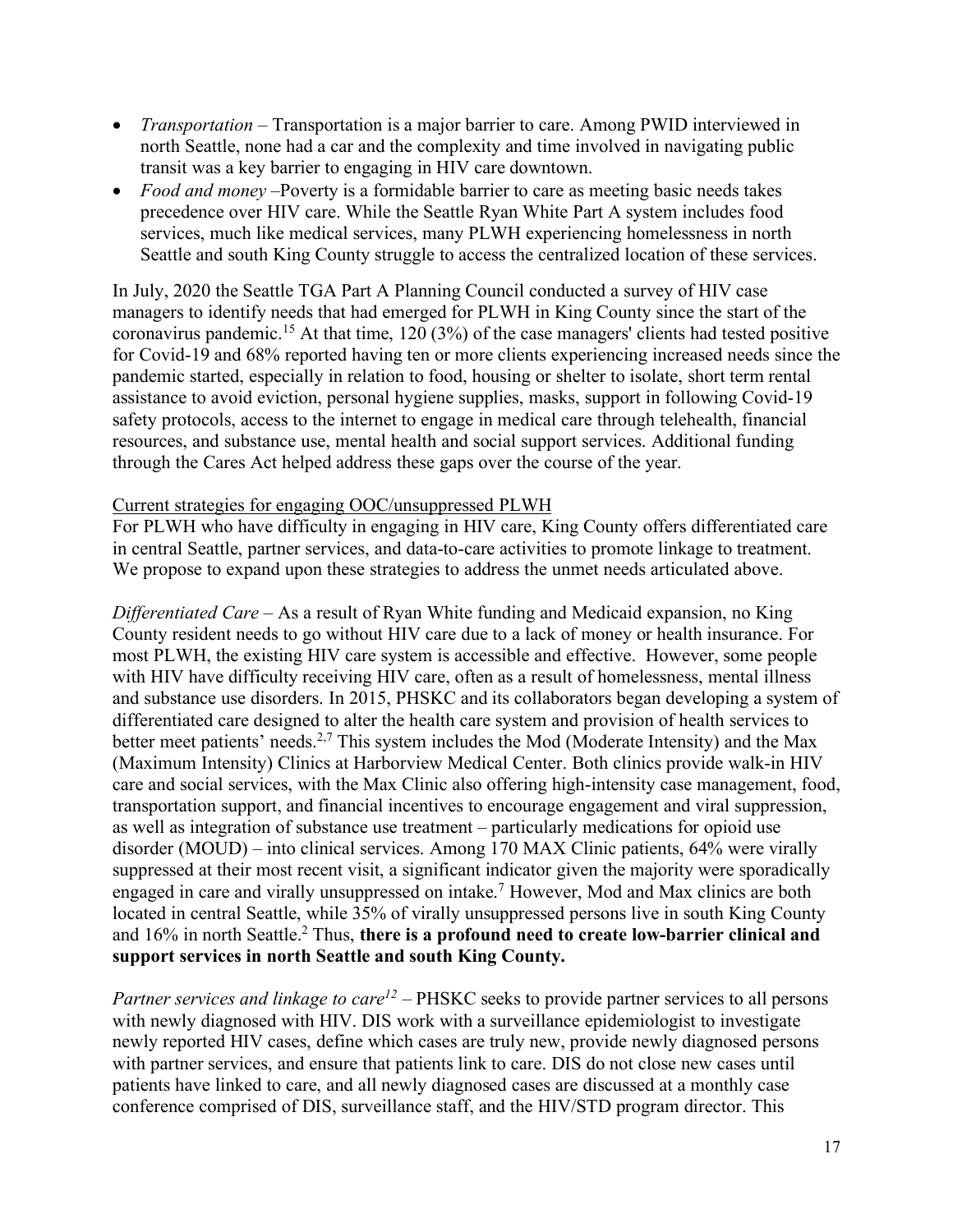- *Transportation* – Transportation is a major barrier to care. Among PWID interviewed in north Seattle, none had a car and the complexity and time involved in navigating public transit was a key barrier to engaging in HIV care downtown.
- *Food and money* –Poverty is a formidable barrier to care as meeting basic needs takes precedence over HIV care. While the Seattle Ryan White Part A system includes food services, much like medical services, many PLWH experiencing homelessness in north Seattle and south King County struggle to access the centralized location of these services.

In July, 2020 the Seattle TGA Part A Planning Council conducted a survey of HIV case managers to identify needs that had emerged for PLWH in King County since the start of the coronavirus pandemic.[15] At that time, 120 (3%) of the case managers' clients had tested positive for Covid-19 and 68% reported having ten or more clients experiencing increased needs since the pandemic started, especially in relation to food, housing or shelter to isolate, short term rental assistance to avoid eviction, personal hygiene supplies, masks, support in following Covid-19 safety protocols, access to the internet to engage in medical care through telehealth, financial resources, and substance use, mental health and social support services. Additional funding through the Cares Act helped address these gaps over the course of the year.

<u>Current strategies for engaging OOC/unsuppressed PLWH</u>

For PLWH who have difficulty in engaging in HIV care, King County offers differentiated care in central Seattle, partner services, and data-to-care activities to promote linkage to treatment. We propose to expand upon these strategies to address the unmet needs articulated above.

*Differentiated Care* – As a result of Ryan White funding and Medicaid expansion, no King County resident needs to go without HIV care due to a lack of money or health insurance. For most PLWH, the existing HIV care system is accessible and effective. However, some people with HIV have difficulty receiving HIV care, often as a result of homelessness, mental illness and substance use disorders. In 2015, PHSKC and its collaborators began developing a system of differentiated care designed to alter the health care system and provision of health services to better meet patients' needs.[2,7] This system includes the Mod (Moderate Intensity) and the Max (Maximum Intensity) Clinics at Harborview Medical Center. Both clinics provide walk-in HIV care and social services, with the Max Clinic also offering high-intensity case management, food, transportation support, and financial incentives to encourage engagement and viral suppression, as well as integration of substance use treatment – particularly medications for opioid use disorder (MOUD) – into clinical services. Among 170 MAX Clinic patients, 64% were virally suppressed at their most recent visit, a significant indicator given the majority were sporadically engaged in care and virally unsuppressed on intake.[7] However, Mod and Max clinics are both located in central Seattle, while 35% of virally unsuppressed persons live in south King County and 16% in north Seattle.[2] Thus, **there is a profound need to create low-barrier clinical and support services in north Seattle and south King County.**

*Partner services and linkage to care*[12] – PHSKC seeks to provide partner services to all persons with newly diagnosed with HIV. DIS work with a surveillance epidemiologist to investigate newly reported HIV cases, define which cases are truly new, provide newly diagnosed persons with partner services, and ensure that patients link to care. DIS do not close new cases until patients have linked to care, and all newly diagnosed cases are discussed at a monthly case conference comprised of DIS, surveillance staff, and the HIV/STD program director. This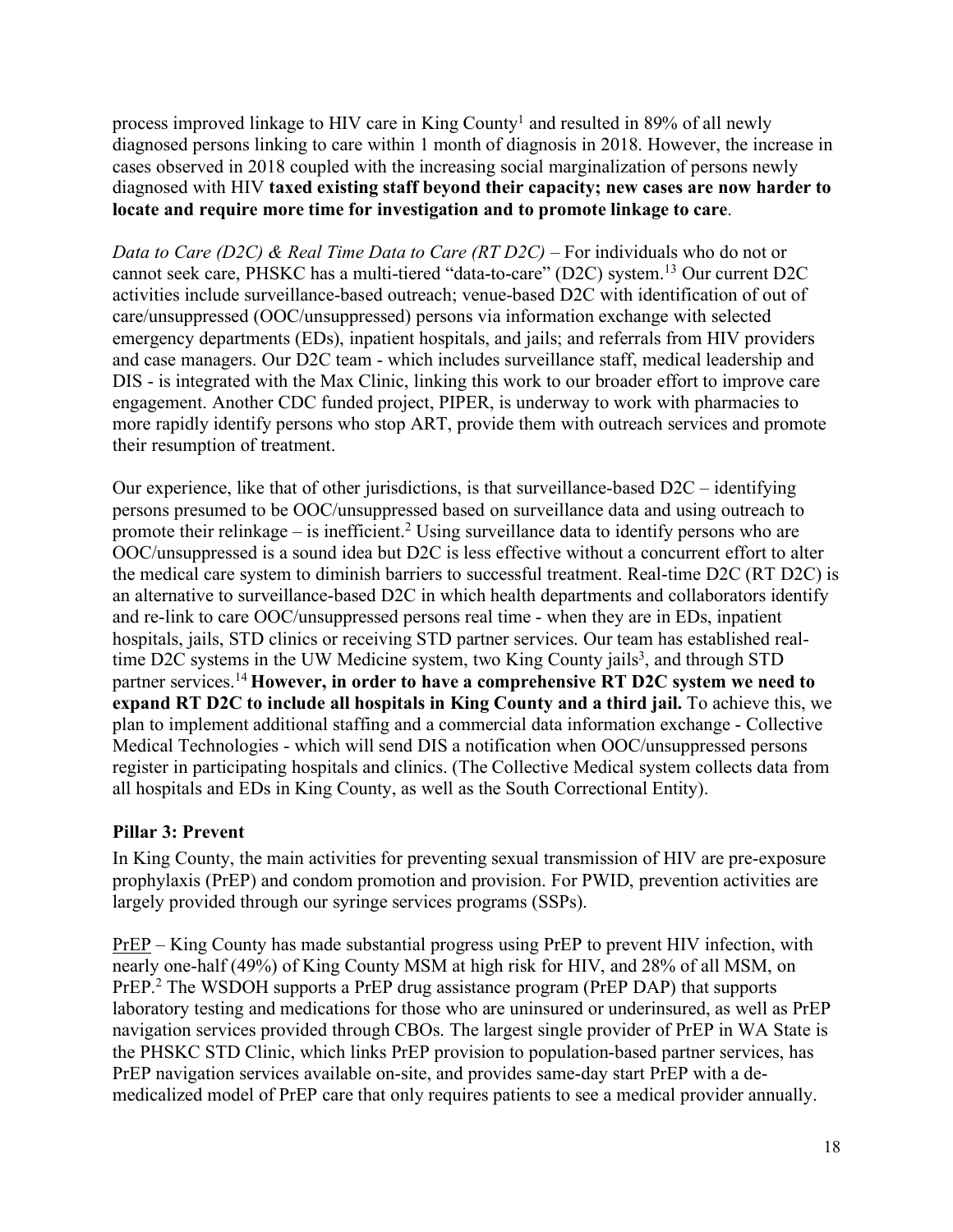process improved linkage to HIV care in King County[1] and resulted in 89% of all newly diagnosed persons linking to care within 1 month of diagnosis in 2018. However, the increase in cases observed in 2018 coupled with the increasing social marginalization of persons newly diagnosed with HIV **taxed existing staff beyond their capacity; new cases are now harder to locate and require more time for investigation and to promote linkage to care**.

*Data to Care (D2C) & Real Time Data to Care (RT D2C)* – For individuals who do not or cannot seek care, PHSKC has a multi-tiered "data-to-care" (D2C) system.[13] Our current D2C activities include surveillance-based outreach; venue-based D2C with identification of out of care/unsuppressed (OOC/unsuppressed) persons via information exchange with selected emergency departments (EDs), inpatient hospitals, and jails; and referrals from HIV providers and case managers. Our D2C team - which includes surveillance staff, medical leadership and DIS - is integrated with the Max Clinic, linking this work to our broader effort to improve care engagement. Another CDC funded project, PIPER, is underway to work with pharmacies to more rapidly identify persons who stop ART, provide them with outreach services and promote their resumption of treatment.

Our experience, like that of other jurisdictions, is that surveillance-based D2C – identifying persons presumed to be OOC/unsuppressed based on surveillance data and using outreach to promote their relinkage – is inefficient.[2] Using surveillance data to identify persons who are OOC/unsuppressed is a sound idea but D2C is less effective without a concurrent effort to alter the medical care system to diminish barriers to successful treatment. Real-time D2C (RT D2C) is an alternative to surveillance-based D2C in which health departments and collaborators identify and re-link to care OOC/unsuppressed persons real time - when they are in EDs, inpatient hospitals, jails, STD clinics or receiving STD partner services. Our team has established real-time D2C systems in the UW Medicine system, two King County jails[3], and through STD partner services.[14] **However, in order to have a comprehensive RT D2C system we need to expand RT D2C to include all hospitals in King County and a third jail.** To achieve this, we plan to implement additional staffing and a commercial data information exchange - Collective Medical Technologies - which will send DIS a notification when OOC/unsuppressed persons register in participating hospitals and clinics. (The Collective Medical system collects data from all hospitals and EDs in King County, as well as the South Correctional Entity).

### Pillar 3: Prevent

In King County, the main activities for preventing sexual transmission of HIV are pre-exposure prophylaxis (PrEP) and condom promotion and provision. For PWID, prevention activities are largely provided through our syringe services programs (SSPs).

<u>PrEP</u> – King County has made substantial progress using PrEP to prevent HIV infection, with nearly one-half (49%) of King County MSM at high risk for HIV, and 28% of all MSM, on PrEP.[2] The WSDOH supports a PrEP drug assistance program (PrEP DAP) that supports laboratory testing and medications for those who are uninsured or underinsured, as well as PrEP navigation services provided through CBOs. The largest single provider of PrEP in WA State is the PHSKC STD Clinic, which links PrEP provision to population-based partner services, has PrEP navigation services available on-site, and provides same-day start PrEP with a de-medicalized model of PrEP care that only requires patients to see a medical provider annually.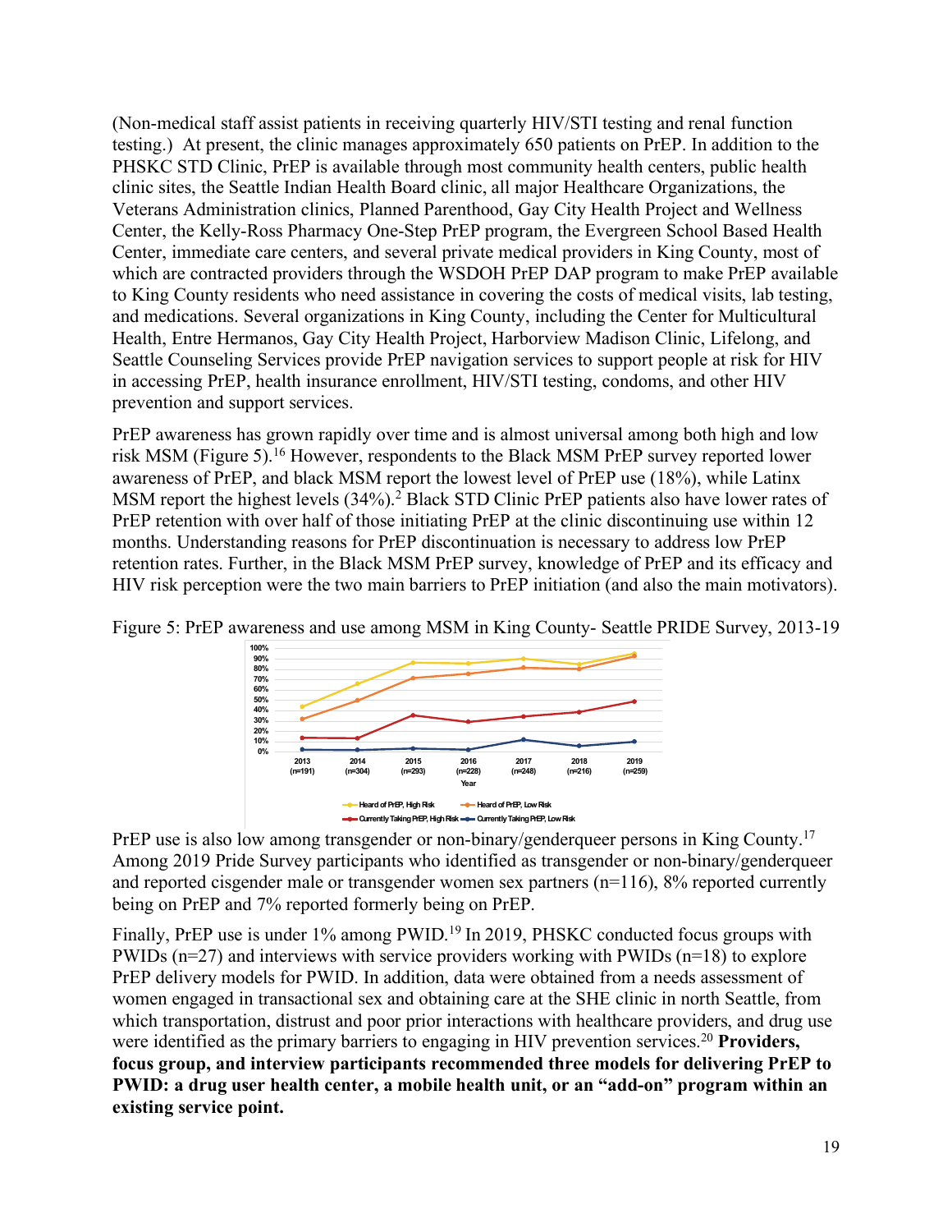(Non-medical staff assist patients in receiving quarterly HIV/STI testing and renal function testing.) At present, the clinic manages approximately 650 patients on PrEP. In addition to the PHSKC STD Clinic, PrEP is available through most community health centers, public health clinic sites, the Seattle Indian Health Board clinic, all major Healthcare Organizations, the Veterans Administration clinics, Planned Parenthood, Gay City Health Project and Wellness Center, the Kelly-Ross Pharmacy One-Step PrEP program, the Evergreen School Based Health Center, immediate care centers, and several private medical providers in King County, most of which are contracted providers through the WSDOH PrEP DAP program to make PrEP available to King County residents who need assistance in covering the costs of medical visits, lab testing, and medications. Several organizations in King County, including the Center for Multicultural Health, Entre Hermanos, Gay City Health Project, Harborview Madison Clinic, Lifelong, and Seattle Counseling Services provide PrEP navigation services to support people at risk for HIV in accessing PrEP, health insurance enrollment, HIV/STI testing, condoms, and other HIV prevention and support services.

PrEP awareness has grown rapidly over time and is almost universal among both high and low risk MSM (Figure 5).[16] However, respondents to the Black MSM PrEP survey reported lower awareness of PrEP, and black MSM report the lowest level of PrEP use (18%), while Latinx MSM report the highest levels (34%).[2] Black STD Clinic PrEP patients also have lower rates of PrEP retention with over half of those initiating PrEP at the clinic discontinuing use within 12 months. Understanding reasons for PrEP discontinuation is necessary to address low PrEP retention rates. Further, in the Black MSM PrEP survey, knowledge of PrEP and its efficacy and HIV risk perception were the two main barriers to PrEP initiation (and also the main motivators).

Figure 5: PrEP awareness and use among MSM in King County- Seattle PRIDE Survey, 2013-19

PrEP use is also low among transgender or non-binary/genderqueer persons in King County.[17] Among 2019 Pride Survey participants who identified as transgender or non-binary/genderqueer and reported cisgender male or transgender women sex partners (n=116), 8% reported currently being on PrEP and 7% reported formerly being on PrEP.

Finally, PrEP use is under 1% among PWID.[19] In 2019, PHSKC conducted focus groups with PWIDs (n=27) and interviews with service providers working with PWIDs (n=18) to explore PrEP delivery models for PWID. In addition, data were obtained from a needs assessment of women engaged in transactional sex and obtaining care at the SHE clinic in north Seattle, from which transportation, distrust and poor prior interactions with healthcare providers, and drug use were identified as the primary barriers to engaging in HIV prevention services.[20] **Providers, focus group, and interview participants recommended three models for delivering PrEP to PWID: a drug user health center, a mobile health unit, or an "add-on" program within an existing service point.**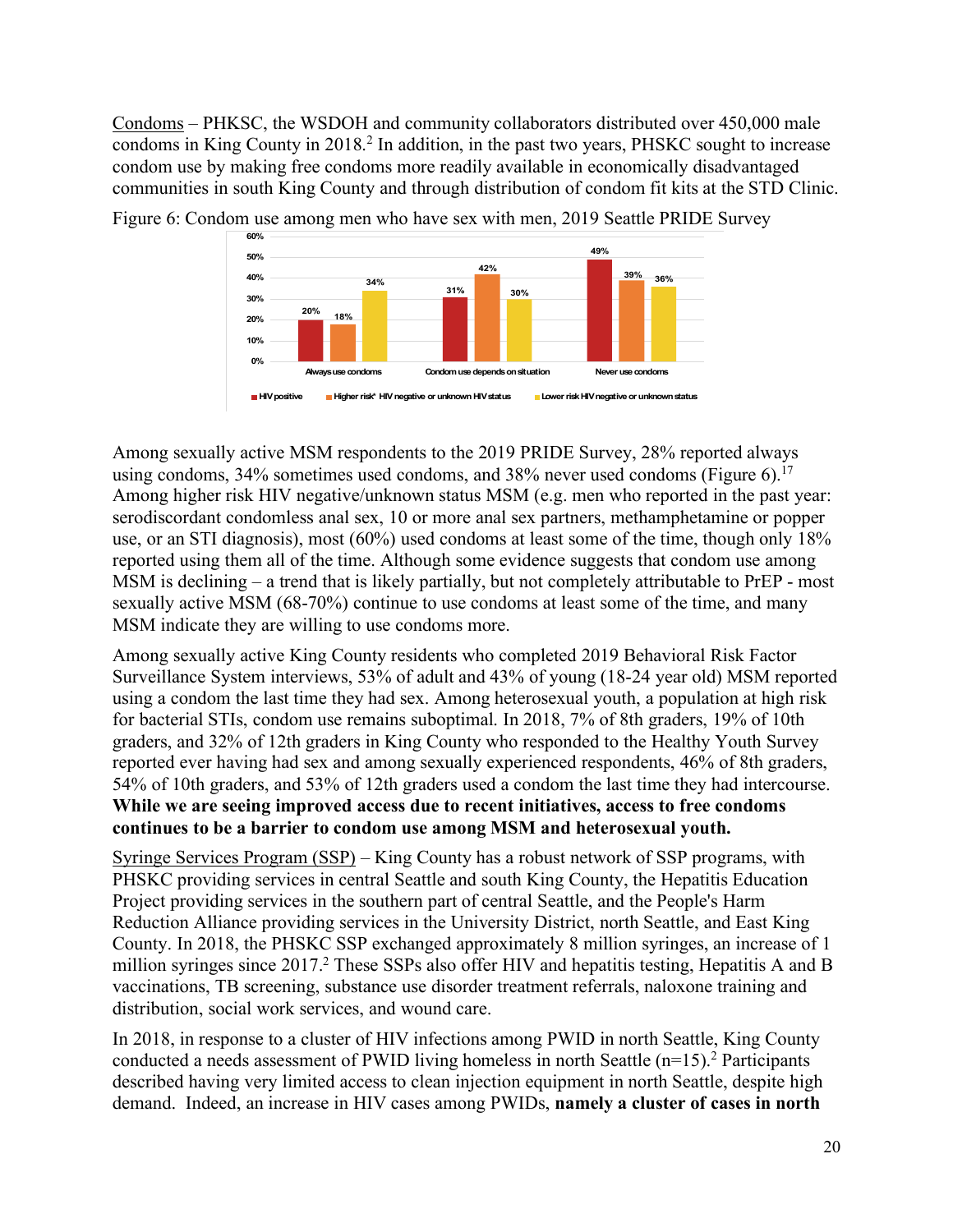Condoms – PHKSC, the WSDOH and community collaborators distributed over 450,000 male condoms in King County in 2018.[2] In addition, in the past two years, PHSKC sought to increase condom use by making free condoms more readily available in economically disadvantaged communities in south King County and through distribution of condom fit kits at the STD Clinic.

Figure 6: Condom use among men who have sex with men, 2019 Seattle PRIDE Survey

| | HIV positive | Higher risk* HIV negative or unknown HIV status | Lower risk HIV negative or unknown status |
|---|---|---|---|
| Always use condoms | 20% | 18% | 34% |
| Condom use depends on situation | 31% | 42% | 30% |
| Never use condoms | 49% | 39% | 36% |

Among sexually active MSM respondents to the 2019 PRIDE Survey, 28% reported always using condoms, 34% sometimes used condoms, and 38% never used condoms (Figure 6).[17] Among higher risk HIV negative/unknown status MSM (e.g. men who reported in the past year: serodiscordant condomless anal sex, 10 or more anal sex partners, methamphetamine or popper use, or an STI diagnosis), most (60%) used condoms at least some of the time, though only 18% reported using them all of the time. Although some evidence suggests that condom use among MSM is declining – a trend that is likely partially, but not completely attributable to PrEP - most sexually active MSM (68-70%) continue to use condoms at least some of the time, and many MSM indicate they are willing to use condoms more.

Among sexually active King County residents who completed 2019 Behavioral Risk Factor Surveillance System interviews, 53% of adult and 43% of young (18-24 year old) MSM reported using a condom the last time they had sex. Among heterosexual youth, a population at high risk for bacterial STIs, condom use remains suboptimal. In 2018, 7% of 8th graders, 19% of 10th graders, and 32% of 12th graders in King County who responded to the Healthy Youth Survey reported ever having had sex and among sexually experienced respondents, 46% of 8th graders, 54% of 10th graders, and 53% of 12th graders used a condom the last time they had intercourse. **While we are seeing improved access due to recent initiatives, access to free condoms continues to be a barrier to condom use among MSM and heterosexual youth.**

Syringe Services Program (SSP) – King County has a robust network of SSP programs, with PHSKC providing services in central Seattle and south King County, the Hepatitis Education Project providing services in the southern part of central Seattle, and the People's Harm Reduction Alliance providing services in the University District, north Seattle, and East King County. In 2018, the PHSKC SSP exchanged approximately 8 million syringes, an increase of 1 million syringes since 2017.[2] These SSPs also offer HIV and hepatitis testing, Hepatitis A and B vaccinations, TB screening, substance use disorder treatment referrals, naloxone training and distribution, social work services, and wound care.

In 2018, in response to a cluster of HIV infections among PWID in north Seattle, King County conducted a needs assessment of PWID living homeless in north Seattle (n=15).[2] Participants described having very limited access to clean injection equipment in north Seattle, despite high demand. Indeed, an increase in HIV cases among PWIDs, **namely a cluster of cases in north**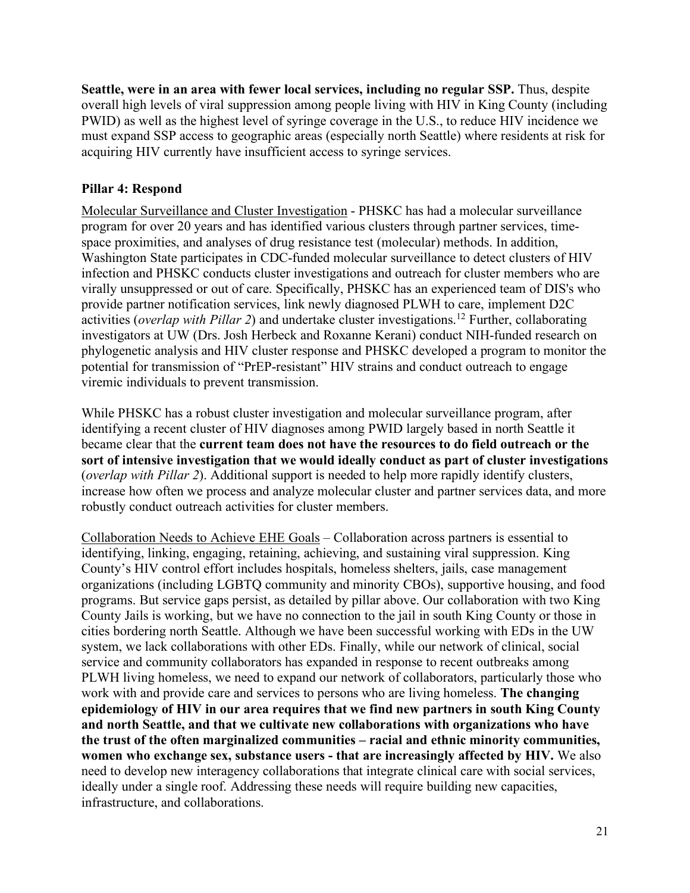**Seattle, were in an area with fewer local services, including no regular SSP.** Thus, despite overall high levels of viral suppression among people living with HIV in King County (including PWID) as well as the highest level of syringe coverage in the U.S., to reduce HIV incidence we must expand SSP access to geographic areas (especially north Seattle) where residents at risk for acquiring HIV currently have insufficient access to syringe services.

### Pillar 4: Respond

Molecular Surveillance and Cluster Investigation - PHSKC has had a molecular surveillance program for over 20 years and has identified various clusters through partner services, time-space proximities, and analyses of drug resistance test (molecular) methods. In addition, Washington State participates in CDC-funded molecular surveillance to detect clusters of HIV infection and PHSKC conducts cluster investigations and outreach for cluster members who are virally unsuppressed or out of care. Specifically, PHSKC has an experienced team of DIS's who provide partner notification services, link newly diagnosed PLWH to care, implement D2C activities (*overlap with Pillar 2*) and undertake cluster investigations.[12] Further, collaborating investigators at UW (Drs. Josh Herbeck and Roxanne Kerani) conduct NIH-funded research on phylogenetic analysis and HIV cluster response and PHSKC developed a program to monitor the potential for transmission of "PrEP-resistant" HIV strains and conduct outreach to engage viremic individuals to prevent transmission.

While PHSKC has a robust cluster investigation and molecular surveillance program, after identifying a recent cluster of HIV diagnoses among PWID largely based in north Seattle it became clear that the **current team does not have the resources to do field outreach or the sort of intensive investigation that we would ideally conduct as part of cluster investigations** (*overlap with Pillar 2*). Additional support is needed to help more rapidly identify clusters, increase how often we process and analyze molecular cluster and partner services data, and more robustly conduct outreach activities for cluster members.

Collaboration Needs to Achieve EHE Goals – Collaboration across partners is essential to identifying, linking, engaging, retaining, achieving, and sustaining viral suppression. King County's HIV control effort includes hospitals, homeless shelters, jails, case management organizations (including LGBTQ community and minority CBOs), supportive housing, and food programs. But service gaps persist, as detailed by pillar above. Our collaboration with two King County Jails is working, but we have no connection to the jail in south King County or those in cities bordering north Seattle. Although we have been successful working with EDs in the UW system, we lack collaborations with other EDs. Finally, while our network of clinical, social service and community collaborators has expanded in response to recent outbreaks among PLWH living homeless, we need to expand our network of collaborators, particularly those who work with and provide care and services to persons who are living homeless. **The changing epidemiology of HIV in our area requires that we find new partners in south King County and north Seattle, and that we cultivate new collaborations with organizations who have the trust of the often marginalized communities – racial and ethnic minority communities, women who exchange sex, substance users - that are increasingly affected by HIV.** We also need to develop new interagency collaborations that integrate clinical care with social services, ideally under a single roof. Addressing these needs will require building new capacities, infrastructure, and collaborations.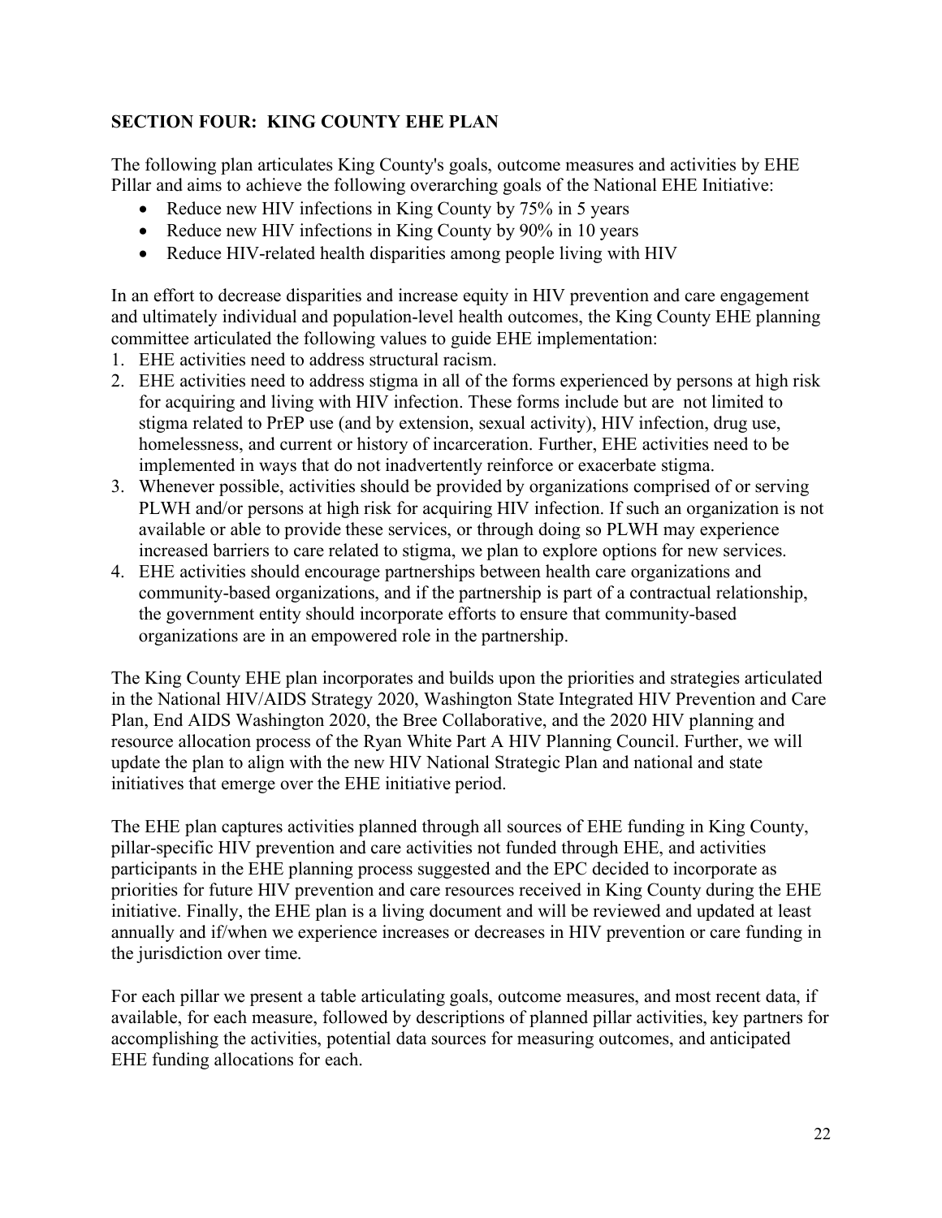## SECTION FOUR: KING COUNTY EHE PLAN

The following plan articulates King County's goals, outcome measures and activities by EHE Pillar and aims to achieve the following overarching goals of the National EHE Initiative:

- Reduce new HIV infections in King County by 75% in 5 years
- Reduce new HIV infections in King County by 90% in 10 years
- Reduce HIV-related health disparities among people living with HIV

In an effort to decrease disparities and increase equity in HIV prevention and care engagement and ultimately individual and population-level health outcomes, the King County EHE planning committee articulated the following values to guide EHE implementation:

1. EHE activities need to address structural racism.
2. EHE activities need to address stigma in all of the forms experienced by persons at high risk for acquiring and living with HIV infection. These forms include but are not limited to stigma related to PrEP use (and by extension, sexual activity), HIV infection, drug use, homelessness, and current or history of incarceration. Further, EHE activities need to be implemented in ways that do not inadvertently reinforce or exacerbate stigma.
3. Whenever possible, activities should be provided by organizations comprised of or serving PLWH and/or persons at high risk for acquiring HIV infection. If such an organization is not available or able to provide these services, or through doing so PLWH may experience increased barriers to care related to stigma, we plan to explore options for new services.
4. EHE activities should encourage partnerships between health care organizations and community-based organizations, and if the partnership is part of a contractual relationship, the government entity should incorporate efforts to ensure that community-based organizations are in an empowered role in the partnership.

The King County EHE plan incorporates and builds upon the priorities and strategies articulated in the National HIV/AIDS Strategy 2020, Washington State Integrated HIV Prevention and Care Plan, End AIDS Washington 2020, the Bree Collaborative, and the 2020 HIV planning and resource allocation process of the Ryan White Part A HIV Planning Council. Further, we will update the plan to align with the new HIV National Strategic Plan and national and state initiatives that emerge over the EHE initiative period.

The EHE plan captures activities planned through all sources of EHE funding in King County, pillar-specific HIV prevention and care activities not funded through EHE, and activities participants in the EHE planning process suggested and the EPC decided to incorporate as priorities for future HIV prevention and care resources received in King County during the EHE initiative. Finally, the EHE plan is a living document and will be reviewed and updated at least annually and if/when we experience increases or decreases in HIV prevention or care funding in the jurisdiction over time.

For each pillar we present a table articulating goals, outcome measures, and most recent data, if available, for each measure, followed by descriptions of planned pillar activities, key partners for accomplishing the activities, potential data sources for measuring outcomes, and anticipated EHE funding allocations for each.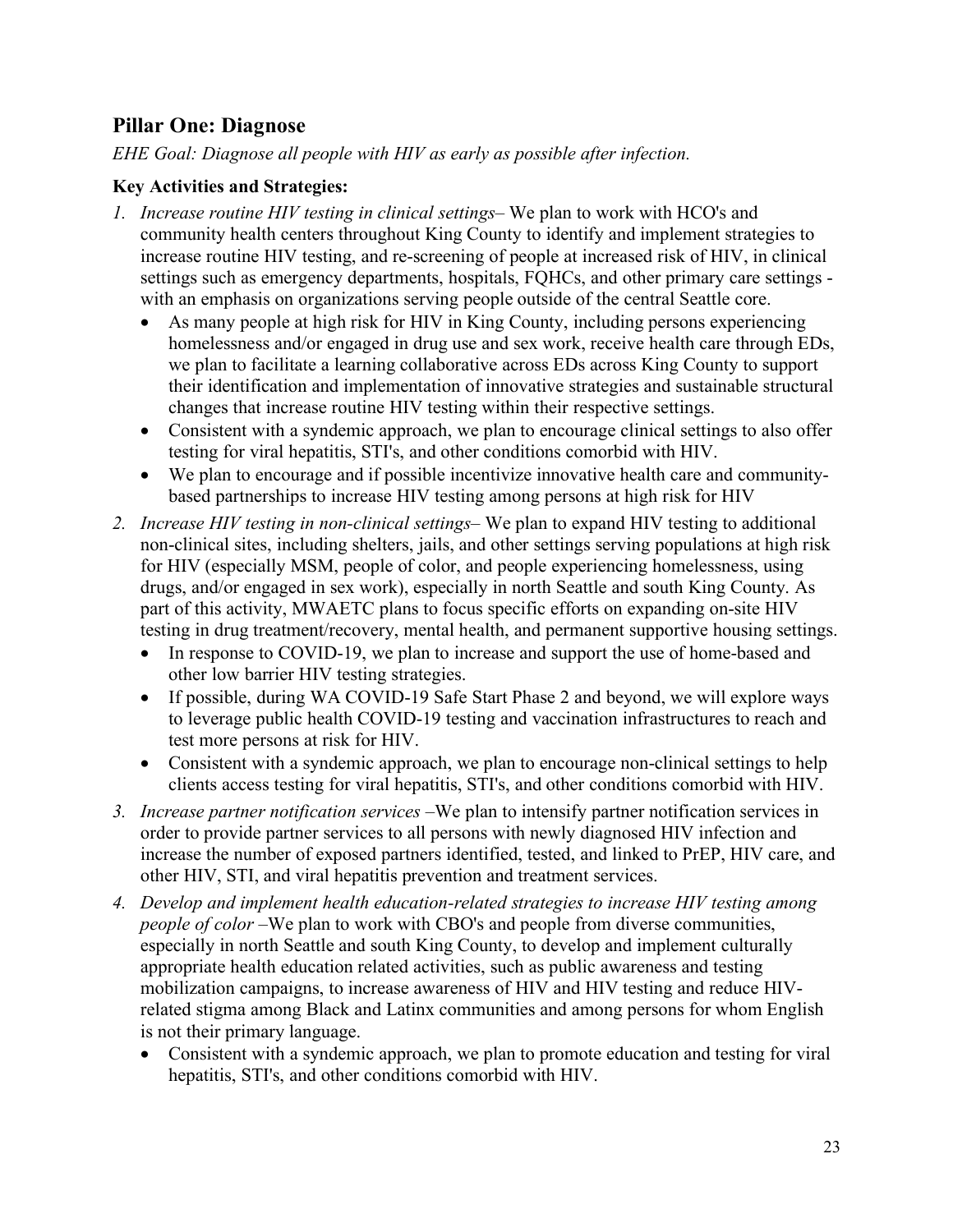## Pillar One: Diagnose

*EHE Goal: Diagnose all people with HIV as early as possible after infection.*

### Key Activities and Strategies:

1. *Increase routine HIV testing in clinical settings*– We plan to work with HCO's and community health centers throughout King County to identify and implement strategies to increase routine HIV testing, and re-screening of people at increased risk of HIV, in clinical settings such as emergency departments, hospitals, FQHCs, and other primary care settings - with an emphasis on organizations serving people outside of the central Seattle core.
   - As many people at high risk for HIV in King County, including persons experiencing homelessness and/or engaged in drug use and sex work, receive health care through EDs, we plan to facilitate a learning collaborative across EDs across King County to support their identification and implementation of innovative strategies and sustainable structural changes that increase routine HIV testing within their respective settings.
   - Consistent with a syndemic approach, we plan to encourage clinical settings to also offer testing for viral hepatitis, STI's, and other conditions comorbid with HIV.
   - We plan to encourage and if possible incentivize innovative health care and community-based partnerships to increase HIV testing among persons at high risk for HIV
2. *Increase HIV testing in non-clinical settings*– We plan to expand HIV testing to additional non-clinical sites, including shelters, jails, and other settings serving populations at high risk for HIV (especially MSM, people of color, and people experiencing homelessness, using drugs, and/or engaged in sex work), especially in north Seattle and south King County. As part of this activity, MWAETC plans to focus specific efforts on expanding on-site HIV testing in drug treatment/recovery, mental health, and permanent supportive housing settings.
   - In response to COVID-19, we plan to increase and support the use of home-based and other low barrier HIV testing strategies.
   - If possible, during WA COVID-19 Safe Start Phase 2 and beyond, we will explore ways to leverage public health COVID-19 testing and vaccination infrastructures to reach and test more persons at risk for HIV.
   - Consistent with a syndemic approach, we plan to encourage non-clinical settings to help clients access testing for viral hepatitis, STI's, and other conditions comorbid with HIV.
3. *Increase partner notification services* –We plan to intensify partner notification services in order to provide partner services to all persons with newly diagnosed HIV infection and increase the number of exposed partners identified, tested, and linked to PrEP, HIV care, and other HIV, STI, and viral hepatitis prevention and treatment services.
4. *Develop and implement health education-related strategies to increase HIV testing among people of color* –We plan to work with CBO's and people from diverse communities, especially in north Seattle and south King County, to develop and implement culturally appropriate health education related activities, such as public awareness and testing mobilization campaigns, to increase awareness of HIV and HIV testing and reduce HIV-related stigma among Black and Latinx communities and among persons for whom English is not their primary language.
   - Consistent with a syndemic approach, we plan to promote education and testing for viral hepatitis, STI's, and other conditions comorbid with HIV.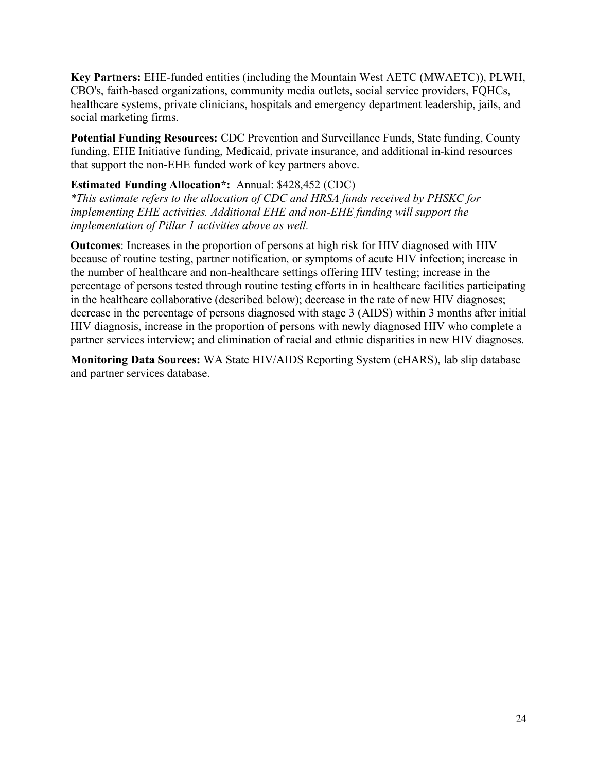**Key Partners:** EHE-funded entities (including the Mountain West AETC (MWAETC)), PLWH, CBO's, faith-based organizations, community media outlets, social service providers, FQHCs, healthcare systems, private clinicians, hospitals and emergency department leadership, jails, and social marketing firms.

**Potential Funding Resources:** CDC Prevention and Surveillance Funds, State funding, County funding, EHE Initiative funding, Medicaid, private insurance, and additional in-kind resources that support the non-EHE funded work of key partners above.

**Estimated Funding Allocation*:** Annual: $428,452 (CDC)
*\*This estimate refers to the allocation of CDC and HRSA funds received by PHSKC for implementing EHE activities. Additional EHE and non-EHE funding will support the implementation of Pillar 1 activities above as well.*

**Outcomes**: Increases in the proportion of persons at high risk for HIV diagnosed with HIV because of routine testing, partner notification, or symptoms of acute HIV infection; increase in the number of healthcare and non-healthcare settings offering HIV testing; increase in the percentage of persons tested through routine testing efforts in in healthcare facilities participating in the healthcare collaborative (described below); decrease in the rate of new HIV diagnoses; decrease in the percentage of persons diagnosed with stage 3 (AIDS) within 3 months after initial HIV diagnosis, increase in the proportion of persons with newly diagnosed HIV who complete a partner services interview; and elimination of racial and ethnic disparities in new HIV diagnoses.

**Monitoring Data Sources:** WA State HIV/AIDS Reporting System (eHARS), lab slip database and partner services database.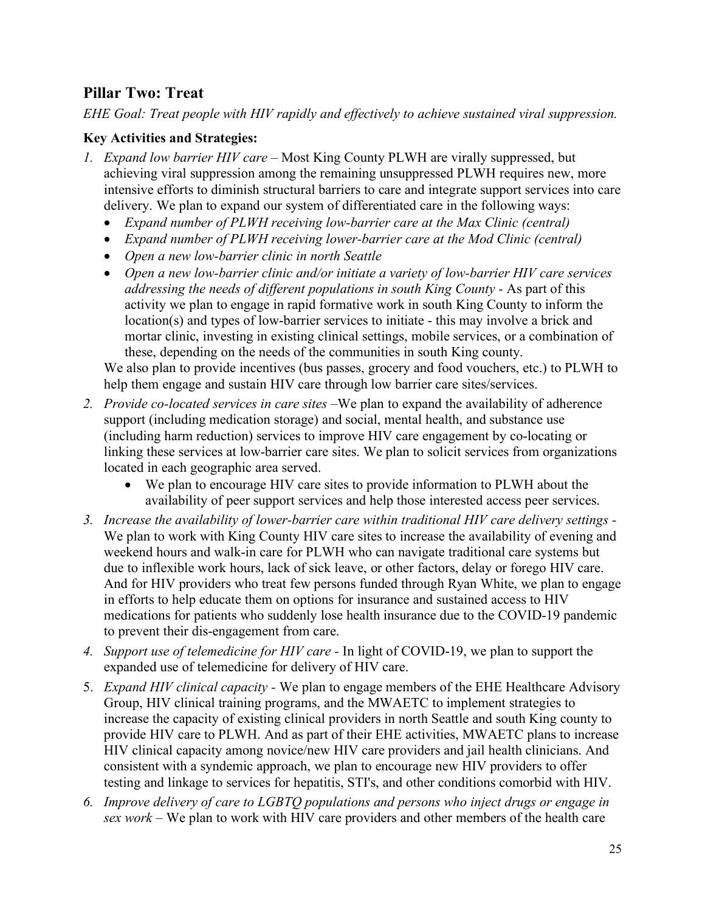## Pillar Two: Treat

*EHE Goal: Treat people with HIV rapidly and effectively to achieve sustained viral suppression.*

### Key Activities and Strategies:

1. *Expand low barrier HIV care* – Most King County PLWH are virally suppressed, but achieving viral suppression among the remaining unsuppressed PLWH requires new, more intensive efforts to diminish structural barriers to care and integrate support services into care delivery. We plan to expand our system of differentiated care in the following ways:
   - *Expand number of PLWH receiving low-barrier care at the Max Clinic (central)*
   - *Expand number of PLWH receiving lower-barrier care at the Mod Clinic (central)*
   - *Open a new low-barrier clinic in north Seattle*
   - *Open a new low-barrier clinic and/or initiate a variety of low-barrier HIV care services addressing the needs of different populations in south King County* - As part of this activity we plan to engage in rapid formative work in south King County to inform the location(s) and types of low-barrier services to initiate - this may involve a brick and mortar clinic, investing in existing clinical settings, mobile services, or a combination of these, depending on the needs of the communities in south King county.

   We also plan to provide incentives (bus passes, grocery and food vouchers, etc.) to PLWH to help them engage and sustain HIV care through low barrier care sites/services.

2. *Provide co-located services in care sites* –We plan to expand the availability of adherence support (including medication storage) and social, mental health, and substance use (including harm reduction) services to improve HIV care engagement by co-locating or linking these services at low-barrier care sites. We plan to solicit services from organizations located in each geographic area served.
   - We plan to encourage HIV care sites to provide information to PLWH about the availability of peer support services and help those interested access peer services.

3. *Increase the availability of lower-barrier care within traditional HIV care delivery settings* - We plan to work with King County HIV care sites to increase the availability of evening and weekend hours and walk-in care for PLWH who can navigate traditional care systems but due to inflexible work hours, lack of sick leave, or other factors, delay or forego HIV care. And for HIV providers who treat few persons funded through Ryan White, we plan to engage in efforts to help educate them on options for insurance and sustained access to HIV medications for patients who suddenly lose health insurance due to the COVID-19 pandemic to prevent their dis-engagement from care.

4. *Support use of telemedicine for HIV care* - In light of COVID-19, we plan to support the expanded use of telemedicine for delivery of HIV care.

5. *Expand HIV clinical capacity* - We plan to engage members of the EHE Healthcare Advisory Group, HIV clinical training programs, and the MWAETC to implement strategies to increase the capacity of existing clinical providers in north Seattle and south King county to provide HIV care to PLWH. And as part of their EHE activities, MWAETC plans to increase HIV clinical capacity among novice/new HIV care providers and jail health clinicians. And consistent with a syndemic approach, we plan to encourage new HIV providers to offer testing and linkage to services for hepatitis, STI's, and other conditions comorbid with HIV.

6. *Improve delivery of care to LGBTQ populations and persons who inject drugs or engage in sex work* – We plan to work with HIV care providers and other members of the health care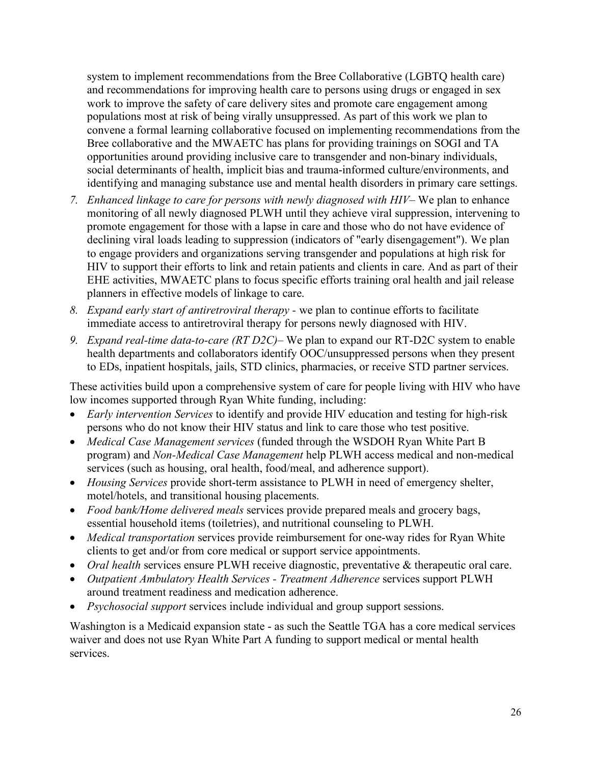system to implement recommendations from the Bree Collaborative (LGBTQ health care) and recommendations for improving health care to persons using drugs or engaged in sex work to improve the safety of care delivery sites and promote care engagement among populations most at risk of being virally unsuppressed. As part of this work we plan to convene a formal learning collaborative focused on implementing recommendations from the Bree collaborative and the MWAETC has plans for providing trainings on SOGI and TA opportunities around providing inclusive care to transgender and non-binary individuals, social determinants of health, implicit bias and trauma-informed culture/environments, and identifying and managing substance use and mental health disorders in primary care settings.

7. *Enhanced linkage to care for persons with newly diagnosed with HIV*– We plan to enhance monitoring of all newly diagnosed PLWH until they achieve viral suppression, intervening to promote engagement for those with a lapse in care and those who do not have evidence of declining viral loads leading to suppression (indicators of "early disengagement"). We plan to engage providers and organizations serving transgender and populations at high risk for HIV to support their efforts to link and retain patients and clients in care. And as part of their EHE activities, MWAETC plans to focus specific efforts training oral health and jail release planners in effective models of linkage to care.
8. *Expand early start of antiretroviral therapy* - we plan to continue efforts to facilitate immediate access to antiretroviral therapy for persons newly diagnosed with HIV.
9. *Expand real-time data-to-care (RT D2C)*– We plan to expand our RT-D2C system to enable health departments and collaborators identify OOC/unsuppressed persons when they present to EDs, inpatient hospitals, jails, STD clinics, pharmacies, or receive STD partner services.

These activities build upon a comprehensive system of care for people living with HIV who have low incomes supported through Ryan White funding, including:

- *Early intervention Services* to identify and provide HIV education and testing for high-risk persons who do not know their HIV status and link to care those who test positive.
- *Medical Case Management services* (funded through the WSDOH Ryan White Part B program) and *Non-Medical Case Management* help PLWH access medical and non-medical services (such as housing, oral health, food/meal, and adherence support).
- *Housing Services* provide short-term assistance to PLWH in need of emergency shelter, motel/hotels, and transitional housing placements.
- *Food bank/Home delivered meals* services provide prepared meals and grocery bags, essential household items (toiletries), and nutritional counseling to PLWH.
- *Medical transportation* services provide reimbursement for one-way rides for Ryan White clients to get and/or from core medical or support service appointments.
- *Oral health* services ensure PLWH receive diagnostic, preventative & therapeutic oral care.
- *Outpatient Ambulatory Health Services - Treatment Adherence* services support PLWH around treatment readiness and medication adherence.
- *Psychosocial support* services include individual and group support sessions.

Washington is a Medicaid expansion state - as such the Seattle TGA has a core medical services waiver and does not use Ryan White Part A funding to support medical or mental health services.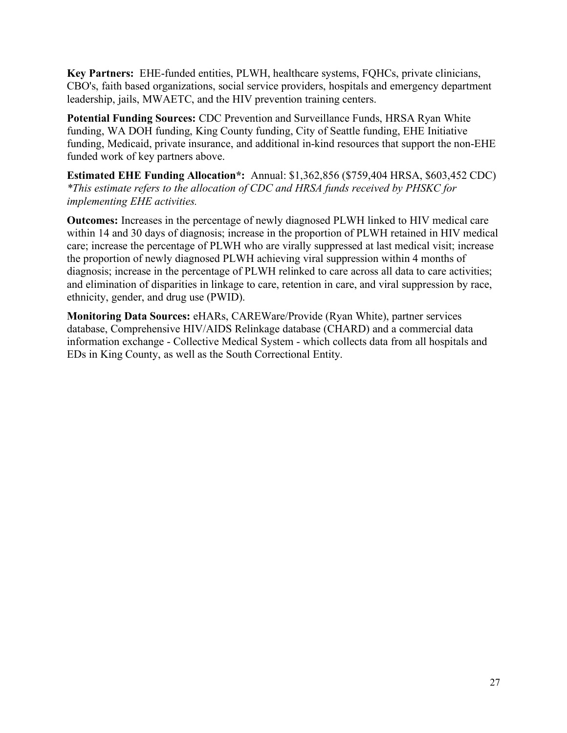**Key Partners:** EHE-funded entities, PLWH, healthcare systems, FQHCs, private clinicians, CBO's, faith based organizations, social service providers, hospitals and emergency department leadership, jails, MWAETC, and the HIV prevention training centers.

**Potential Funding Sources:** CDC Prevention and Surveillance Funds, HRSA Ryan White funding, WA DOH funding, King County funding, City of Seattle funding, EHE Initiative funding, Medicaid, private insurance, and additional in-kind resources that support the non-EHE funded work of key partners above.

**Estimated EHE Funding Allocation*:** Annual: $1,362,856 ($759,404 HRSA, $603,452 CDC)
*\*This estimate refers to the allocation of CDC and HRSA funds received by PHSKC for implementing EHE activities.*

**Outcomes:** Increases in the percentage of newly diagnosed PLWH linked to HIV medical care within 14 and 30 days of diagnosis; increase in the proportion of PLWH retained in HIV medical care; increase the percentage of PLWH who are virally suppressed at last medical visit; increase the proportion of newly diagnosed PLWH achieving viral suppression within 4 months of diagnosis; increase in the percentage of PLWH relinked to care across all data to care activities; and elimination of disparities in linkage to care, retention in care, and viral suppression by race, ethnicity, gender, and drug use (PWID).

**Monitoring Data Sources:** eHARs, CAREWare/Provide (Ryan White), partner services database, Comprehensive HIV/AIDS Relinkage database (CHARD) and a commercial data information exchange - Collective Medical System - which collects data from all hospitals and EDs in King County, as well as the South Correctional Entity.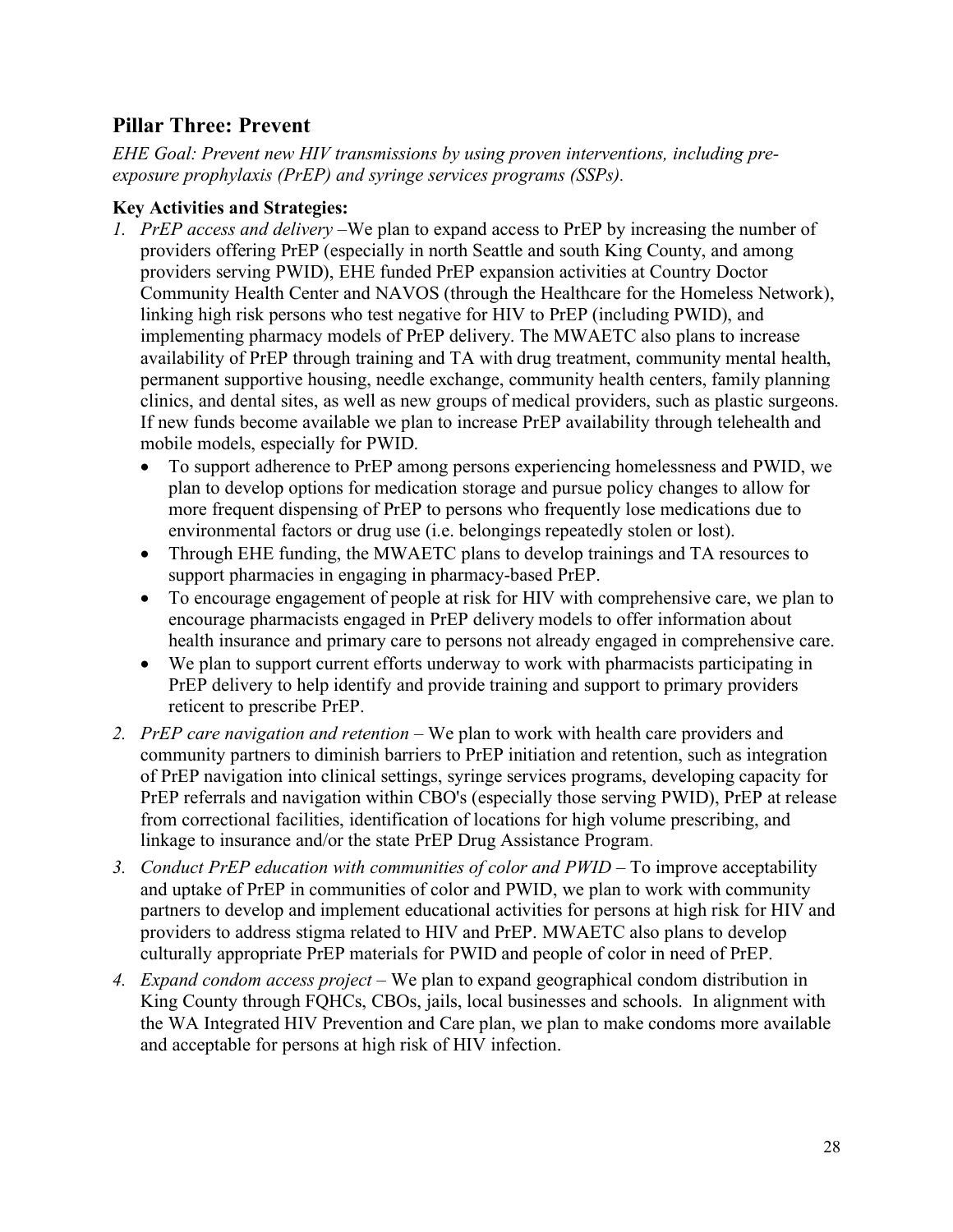## Pillar Three: Prevent

*EHE Goal: Prevent new HIV transmissions by using proven interventions, including pre-exposure prophylaxis (PrEP) and syringe services programs (SSPs).*

**Key Activities and Strategies:**

1. *PrEP access and delivery* –We plan to expand access to PrEP by increasing the number of providers offering PrEP (especially in north Seattle and south King County, and among providers serving PWID), EHE funded PrEP expansion activities at Country Doctor Community Health Center and NAVOS (through the Healthcare for the Homeless Network), linking high risk persons who test negative for HIV to PrEP (including PWID), and implementing pharmacy models of PrEP delivery. The MWAETC also plans to increase availability of PrEP through training and TA with drug treatment, community mental health, permanent supportive housing, needle exchange, community health centers, family planning clinics, and dental sites, as well as new groups of medical providers, such as plastic surgeons. If new funds become available we plan to increase PrEP availability through telehealth and mobile models, especially for PWID.
    - To support adherence to PrEP among persons experiencing homelessness and PWID, we plan to develop options for medication storage and pursue policy changes to allow for more frequent dispensing of PrEP to persons who frequently lose medications due to environmental factors or drug use (i.e. belongings repeatedly stolen or lost).
    - Through EHE funding, the MWAETC plans to develop trainings and TA resources to support pharmacies in engaging in pharmacy-based PrEP.
    - To encourage engagement of people at risk for HIV with comprehensive care, we plan to encourage pharmacists engaged in PrEP delivery models to offer information about health insurance and primary care to persons not already engaged in comprehensive care.
    - We plan to support current efforts underway to work with pharmacists participating in PrEP delivery to help identify and provide training and support to primary providers reticent to prescribe PrEP.
2. *PrEP care navigation and retention* – We plan to work with health care providers and community partners to diminish barriers to PrEP initiation and retention, such as integration of PrEP navigation into clinical settings, syringe services programs, developing capacity for PrEP referrals and navigation within CBO's (especially those serving PWID), PrEP at release from correctional facilities, identification of locations for high volume prescribing, and linkage to insurance and/or the state PrEP Drug Assistance Program.
3. *Conduct PrEP education with communities of color and PWID* – To improve acceptability and uptake of PrEP in communities of color and PWID, we plan to work with community partners to develop and implement educational activities for persons at high risk for HIV and providers to address stigma related to HIV and PrEP. MWAETC also plans to develop culturally appropriate PrEP materials for PWID and people of color in need of PrEP.
4. *Expand condom access project* – We plan to expand geographical condom distribution in King County through FQHCs, CBOs, jails, local businesses and schools. In alignment with the WA Integrated HIV Prevention and Care plan, we plan to make condoms more available and acceptable for persons at high risk of HIV infection.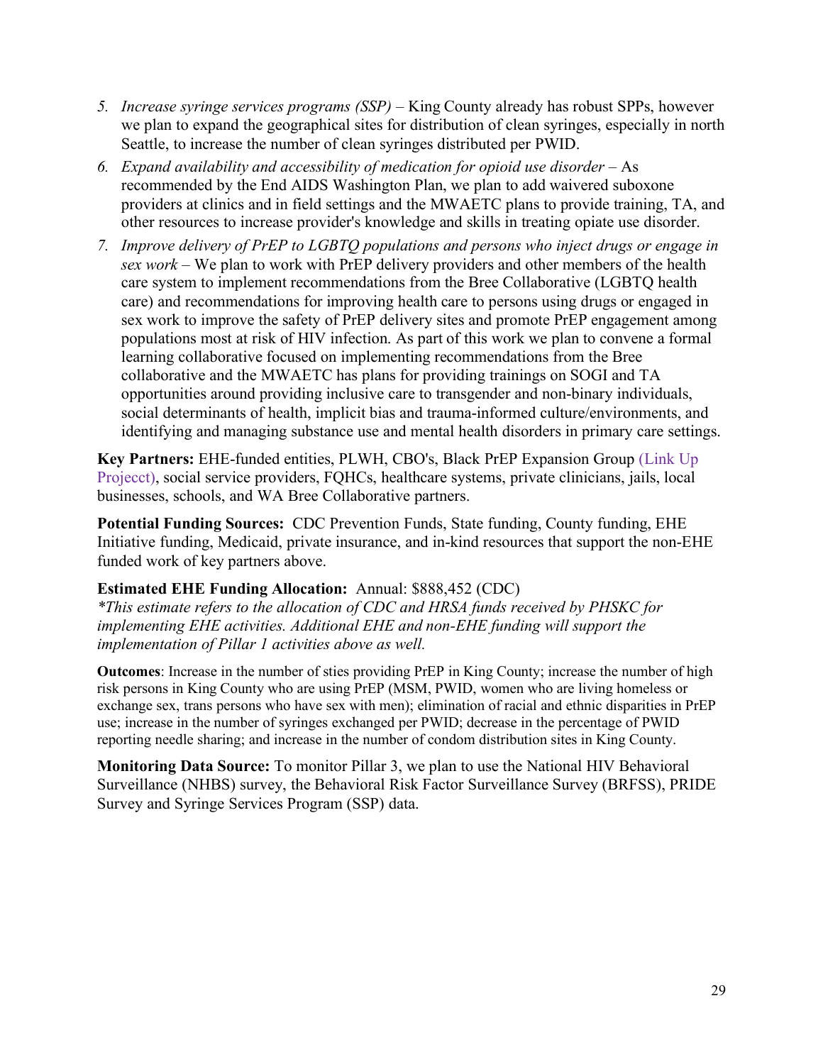5. *Increase syringe services programs (SSP)* – King County already has robust SPPs, however we plan to expand the geographical sites for distribution of clean syringes, especially in north Seattle, to increase the number of clean syringes distributed per PWID.
6. *Expand availability and accessibility of medication for opioid use disorder* – As recommended by the End AIDS Washington Plan, we plan to add waivered suboxone providers at clinics and in field settings and the MWAETC plans to provide training, TA, and other resources to increase provider's knowledge and skills in treating opiate use disorder.
7. *Improve delivery of PrEP to LGBTQ populations and persons who inject drugs or engage in sex work* – We plan to work with PrEP delivery providers and other members of the health care system to implement recommendations from the Bree Collaborative (LGBTQ health care) and recommendations for improving health care to persons using drugs or engaged in sex work to improve the safety of PrEP delivery sites and promote PrEP engagement among populations most at risk of HIV infection. As part of this work we plan to convene a formal learning collaborative focused on implementing recommendations from the Bree collaborative and the MWAETC has plans for providing trainings on SOGI and TA opportunities around providing inclusive care to transgender and non-binary individuals, social determinants of health, implicit bias and trauma-informed culture/environments, and identifying and managing substance use and mental health disorders in primary care settings.

**Key Partners:** EHE-funded entities, PLWH, CBO's, Black PrEP Expansion Group (Link Up Projecct), social service providers, FQHCs, healthcare systems, private clinicians, jails, local businesses, schools, and WA Bree Collaborative partners.

**Potential Funding Sources:** CDC Prevention Funds, State funding, County funding, EHE Initiative funding, Medicaid, private insurance, and in-kind resources that support the non-EHE funded work of key partners above.

**Estimated EHE Funding Allocation:** Annual: $888,452 (CDC)
*\*This estimate refers to the allocation of CDC and HRSA funds received by PHSKC for implementing EHE activities. Additional EHE and non-EHE funding will support the implementation of Pillar 1 activities above as well.*

**Outcomes**: Increase in the number of sties providing PrEP in King County; increase the number of high risk persons in King County who are using PrEP (MSM, PWID, women who are living homeless or exchange sex, trans persons who have sex with men); elimination of racial and ethnic disparities in PrEP use; increase in the number of syringes exchanged per PWID; decrease in the percentage of PWID reporting needle sharing; and increase in the number of condom distribution sites in King County.

**Monitoring Data Source:** To monitor Pillar 3, we plan to use the National HIV Behavioral Surveillance (NHBS) survey, the Behavioral Risk Factor Surveillance Survey (BRFSS), PRIDE Survey and Syringe Services Program (SSP) data.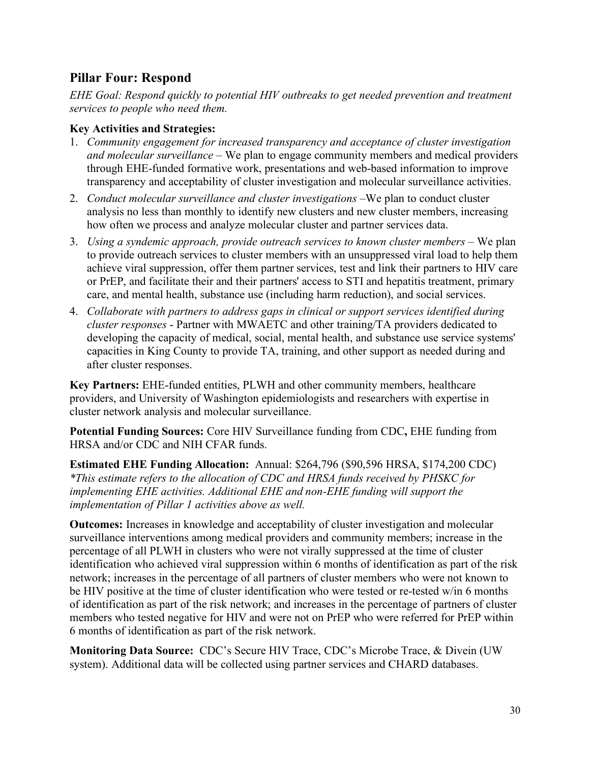## Pillar Four: Respond

*EHE Goal: Respond quickly to potential HIV outbreaks to get needed prevention and treatment services to people who need them.*

**Key Activities and Strategies:**

1. *Community engagement for increased transparency and acceptance of cluster investigation and molecular surveillance* – We plan to engage community members and medical providers through EHE-funded formative work, presentations and web-based information to improve transparency and acceptability of cluster investigation and molecular surveillance activities.
2. *Conduct molecular surveillance and cluster investigations* –We plan to conduct cluster analysis no less than monthly to identify new clusters and new cluster members, increasing how often we process and analyze molecular cluster and partner services data.
3. *Using a syndemic approach, provide outreach services to known cluster members* – We plan to provide outreach services to cluster members with an unsuppressed viral load to help them achieve viral suppression, offer them partner services, test and link their partners to HIV care or PrEP, and facilitate their and their partners' access to STI and hepatitis treatment, primary care, and mental health, substance use (including harm reduction), and social services.
4. *Collaborate with partners to address gaps in clinical or support services identified during cluster responses* - Partner with MWAETC and other training/TA providers dedicated to developing the capacity of medical, social, mental health, and substance use service systems' capacities in King County to provide TA, training, and other support as needed during and after cluster responses.

**Key Partners:** EHE-funded entities, PLWH and other community members, healthcare providers, and University of Washington epidemiologists and researchers with expertise in cluster network analysis and molecular surveillance.

**Potential Funding Sources:** Core HIV Surveillance funding from CDC**,** EHE funding from HRSA and/or CDC and NIH CFAR funds.

**Estimated EHE Funding Allocation:** Annual: $264,796 ($90,596 HRSA, $174,200 CDC)
*\*This estimate refers to the allocation of CDC and HRSA funds received by PHSKC for implementing EHE activities. Additional EHE and non-EHE funding will support the implementation of Pillar 1 activities above as well.*

**Outcomes:** Increases in knowledge and acceptability of cluster investigation and molecular surveillance interventions among medical providers and community members; increase in the percentage of all PLWH in clusters who were not virally suppressed at the time of cluster identification who achieved viral suppression within 6 months of identification as part of the risk network; increases in the percentage of all partners of cluster members who were not known to be HIV positive at the time of cluster identification who were tested or re-tested w/in 6 months of identification as part of the risk network; and increases in the percentage of partners of cluster members who tested negative for HIV and were not on PrEP who were referred for PrEP within 6 months of identification as part of the risk network.

**Monitoring Data Source:** CDC's Secure HIV Trace, CDC's Microbe Trace, & Divein (UW system). Additional data will be collected using partner services and CHARD databases.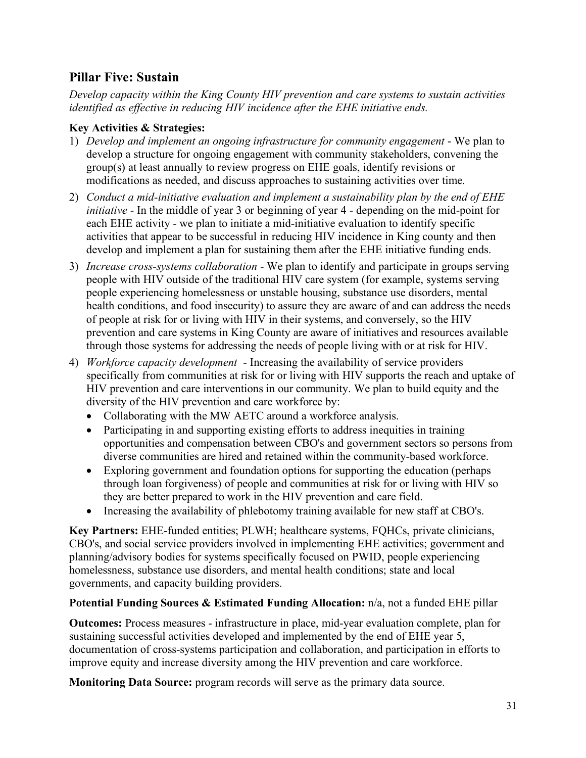## Pillar Five: Sustain

*Develop capacity within the King County HIV prevention and care systems to sustain activities identified as effective in reducing HIV incidence after the EHE initiative ends.*

**Key Activities & Strategies:**

1) *Develop and implement an ongoing infrastructure for community engagement* - We plan to develop a structure for ongoing engagement with community stakeholders, convening the group(s) at least annually to review progress on EHE goals, identify revisions or modifications as needed, and discuss approaches to sustaining activities over time.
2) *Conduct a mid-initiative evaluation and implement a sustainability plan by the end of EHE initiative* - In the middle of year 3 or beginning of year 4 - depending on the mid-point for each EHE activity - we plan to initiate a mid-initiative evaluation to identify specific activities that appear to be successful in reducing HIV incidence in King county and then develop and implement a plan for sustaining them after the EHE initiative funding ends.
3) *Increase cross-systems collaboration* - We plan to identify and participate in groups serving people with HIV outside of the traditional HIV care system (for example, systems serving people experiencing homelessness or unstable housing, substance use disorders, mental health conditions, and food insecurity) to assure they are aware of and can address the needs of people at risk for or living with HIV in their systems, and conversely, so the HIV prevention and care systems in King County are aware of initiatives and resources available through those systems for addressing the needs of people living with or at risk for HIV.
4) *Workforce capacity development* - Increasing the availability of service providers specifically from communities at risk for or living with HIV supports the reach and uptake of HIV prevention and care interventions in our community. We plan to build equity and the diversity of the HIV prevention and care workforce by:
   - Collaborating with the MW AETC around a workforce analysis.
   - Participating in and supporting existing efforts to address inequities in training opportunities and compensation between CBO's and government sectors so persons from diverse communities are hired and retained within the community-based workforce.
   - Exploring government and foundation options for supporting the education (perhaps through loan forgiveness) of people and communities at risk for or living with HIV so they are better prepared to work in the HIV prevention and care field.
   - Increasing the availability of phlebotomy training available for new staff at CBO's.

**Key Partners:** EHE-funded entities; PLWH; healthcare systems, FQHCs, private clinicians, CBO's, and social service providers involved in implementing EHE activities; government and planning/advisory bodies for systems specifically focused on PWID, people experiencing homelessness, substance use disorders, and mental health conditions; state and local governments, and capacity building providers.

**Potential Funding Sources & Estimated Funding Allocation:** n/a, not a funded EHE pillar

**Outcomes:** Process measures - infrastructure in place, mid-year evaluation complete, plan for sustaining successful activities developed and implemented by the end of EHE year 5, documentation of cross-systems participation and collaboration, and participation in efforts to improve equity and increase diversity among the HIV prevention and care workforce.

**Monitoring Data Source:** program records will serve as the primary data source.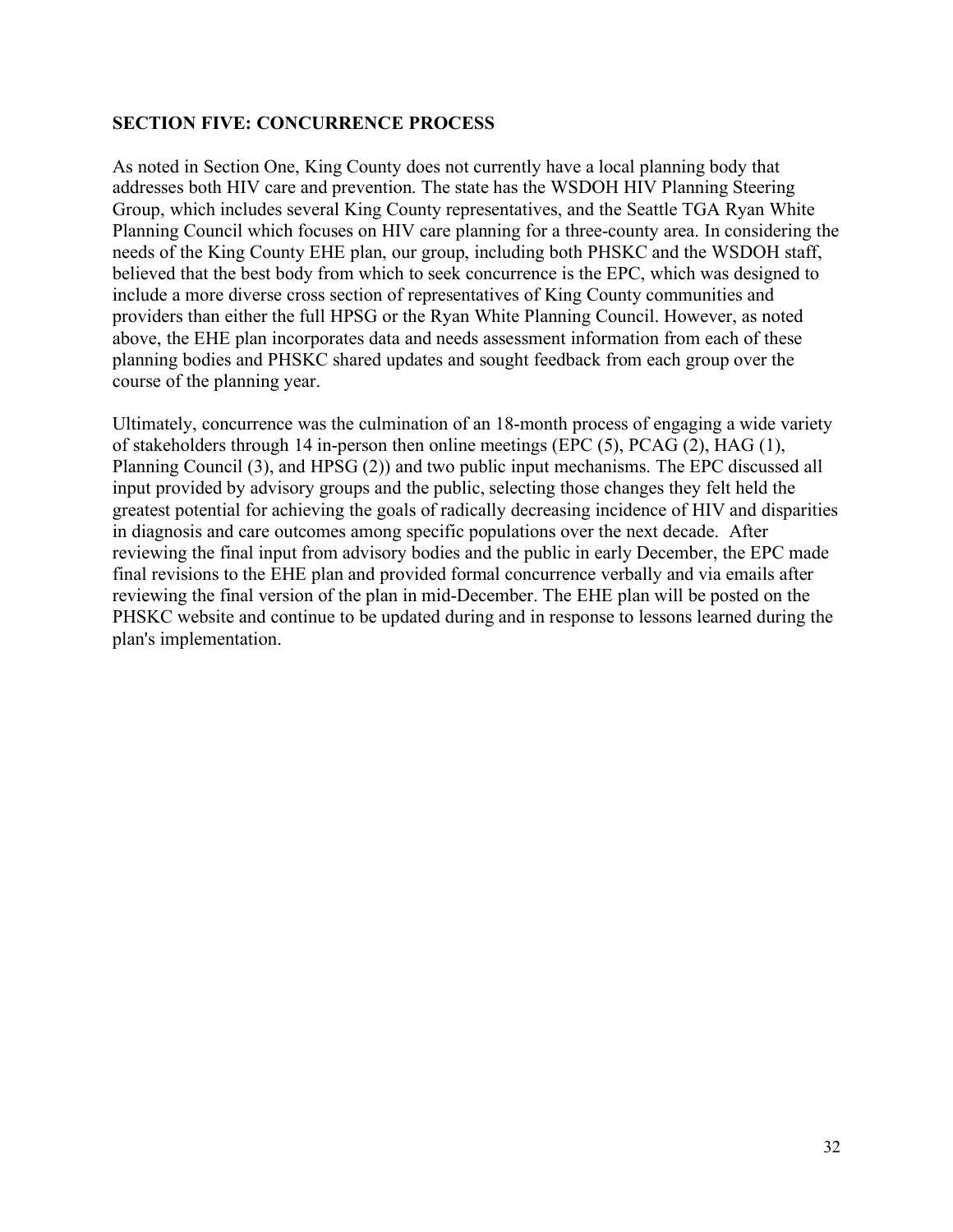## SECTION FIVE: CONCURRENCE PROCESS

As noted in Section One, King County does not currently have a local planning body that addresses both HIV care and prevention. The state has the WSDOH HIV Planning Steering Group, which includes several King County representatives, and the Seattle TGA Ryan White Planning Council which focuses on HIV care planning for a three-county area. In considering the needs of the King County EHE plan, our group, including both PHSKC and the WSDOH staff, believed that the best body from which to seek concurrence is the EPC, which was designed to include a more diverse cross section of representatives of King County communities and providers than either the full HPSG or the Ryan White Planning Council. However, as noted above, the EHE plan incorporates data and needs assessment information from each of these planning bodies and PHSKC shared updates and sought feedback from each group over the course of the planning year.

Ultimately, concurrence was the culmination of an 18-month process of engaging a wide variety of stakeholders through 14 in-person then online meetings (EPC (5), PCAG (2), HAG (1), Planning Council (3), and HPSG (2)) and two public input mechanisms. The EPC discussed all input provided by advisory groups and the public, selecting those changes they felt held the greatest potential for achieving the goals of radically decreasing incidence of HIV and disparities in diagnosis and care outcomes among specific populations over the next decade. After reviewing the final input from advisory bodies and the public in early December, the EPC made final revisions to the EHE plan and provided formal concurrence verbally and via emails after reviewing the final version of the plan in mid-December. The EHE plan will be posted on the PHSKC website and continue to be updated during and in response to lessons learned during the plan's implementation.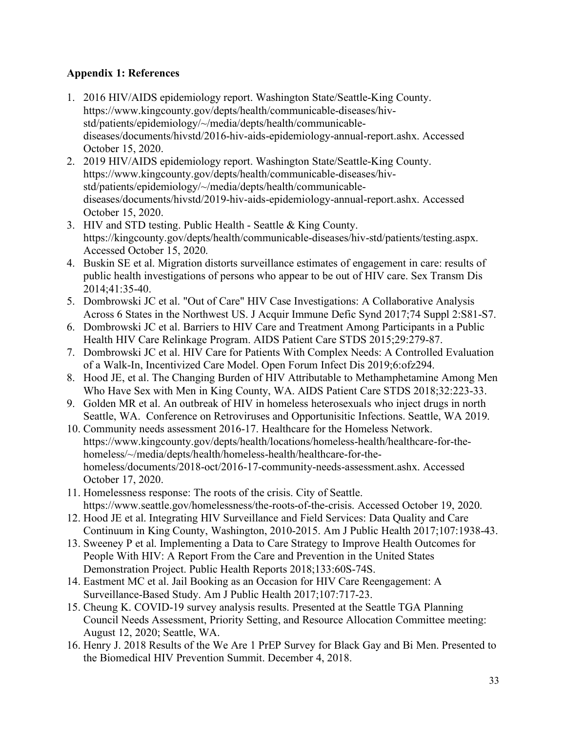**Appendix 1: References**

1. 2016 HIV/AIDS epidemiology report. Washington State/Seattle-King County. https://www.kingcounty.gov/depts/health/communicable-diseases/hiv-std/patients/epidemiology/~/media/depts/health/communicable-diseases/documents/hivstd/2016-hiv-aids-epidemiology-annual-report.ashx. Accessed October 15, 2020.
2. 2019 HIV/AIDS epidemiology report. Washington State/Seattle-King County. https://www.kingcounty.gov/depts/health/communicable-diseases/hiv-std/patients/epidemiology/~/media/depts/health/communicable-diseases/documents/hivstd/2019-hiv-aids-epidemiology-annual-report.ashx. Accessed October 15, 2020.
3. HIV and STD testing. Public Health - Seattle & King County. https://kingcounty.gov/depts/health/communicable-diseases/hiv-std/patients/testing.aspx. Accessed October 15, 2020.
4. Buskin SE et al. Migration distorts surveillance estimates of engagement in care: results of public health investigations of persons who appear to be out of HIV care. Sex Transm Dis 2014;41:35-40.
5. Dombrowski JC et al. "Out of Care" HIV Case Investigations: A Collaborative Analysis Across 6 States in the Northwest US. J Acquir Immune Defic Synd 2017;74 Suppl 2:S81-S7.
6. Dombrowski JC et al. Barriers to HIV Care and Treatment Among Participants in a Public Health HIV Care Relinkage Program. AIDS Patient Care STDS 2015;29:279-87.
7. Dombrowski JC et al. HIV Care for Patients With Complex Needs: A Controlled Evaluation of a Walk-In, Incentivized Care Model. Open Forum Infect Dis 2019;6:ofz294.
8. Hood JE, et al. The Changing Burden of HIV Attributable to Methamphetamine Among Men Who Have Sex with Men in King County, WA. AIDS Patient Care STDS 2018;32:223-33.
9. Golden MR et al. An outbreak of HIV in homeless heterosexuals who inject drugs in north Seattle, WA. Conference on Retroviruses and Opportunisitic Infections. Seattle, WA 2019.
10. Community needs assessment 2016-17. Healthcare for the Homeless Network. https://www.kingcounty.gov/depts/health/locations/homeless-health/healthcare-for-the-homeless/~/media/depts/health/homeless-health/healthcare-for-the-homeless/documents/2018-oct/2016-17-community-needs-assessment.ashx. Accessed October 17, 2020.
11. Homelessness response: The roots of the crisis. City of Seattle. https://www.seattle.gov/homelessness/the-roots-of-the-crisis. Accessed October 19, 2020.
12. Hood JE et al. Integrating HIV Surveillance and Field Services: Data Quality and Care Continuum in King County, Washington, 2010-2015. Am J Public Health 2017;107:1938-43.
13. Sweeney P et al. Implementing a Data to Care Strategy to Improve Health Outcomes for People With HIV: A Report From the Care and Prevention in the United States Demonstration Project. Public Health Reports 2018;133:60S-74S.
14. Eastment MC et al. Jail Booking as an Occasion for HIV Care Reengagement: A Surveillance-Based Study. Am J Public Health 2017;107:717-23.
15. Cheung K. COVID-19 survey analysis results. Presented at the Seattle TGA Planning Council Needs Assessment, Priority Setting, and Resource Allocation Committee meeting: August 12, 2020; Seattle, WA.
16. Henry J. 2018 Results of the We Are 1 PrEP Survey for Black Gay and Bi Men. Presented to the Biomedical HIV Prevention Summit. December 4, 2018.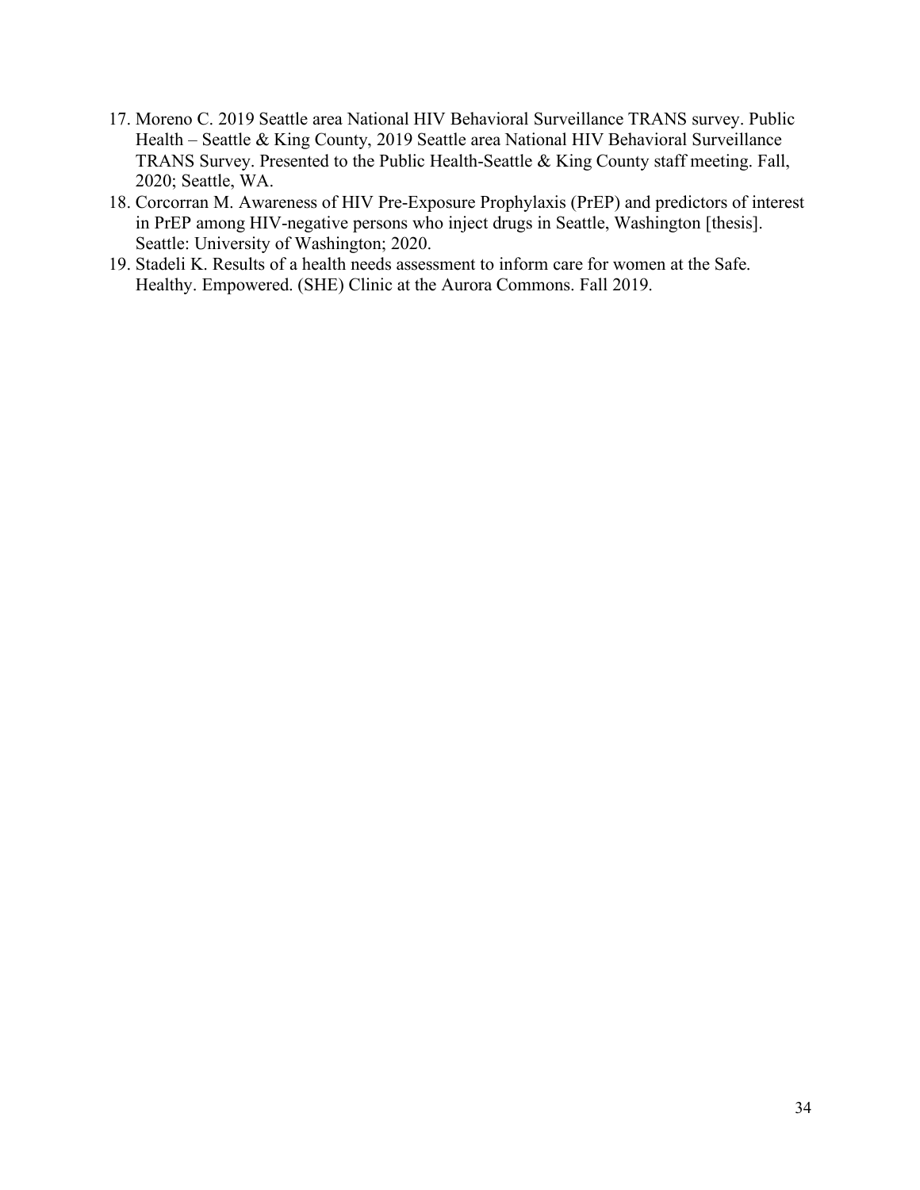17. Moreno C. 2019 Seattle area National HIV Behavioral Surveillance TRANS survey. Public Health – Seattle & King County, 2019 Seattle area National HIV Behavioral Surveillance TRANS Survey. Presented to the Public Health-Seattle & King County staff meeting. Fall, 2020; Seattle, WA.
18. Corcorran M. Awareness of HIV Pre-Exposure Prophylaxis (PrEP) and predictors of interest in PrEP among HIV-negative persons who inject drugs in Seattle, Washington [thesis]. Seattle: University of Washington; 2020.
19. Stadeli K. Results of a health needs assessment to inform care for women at the Safe. Healthy. Empowered. (SHE) Clinic at the Aurora Commons. Fall 2019.